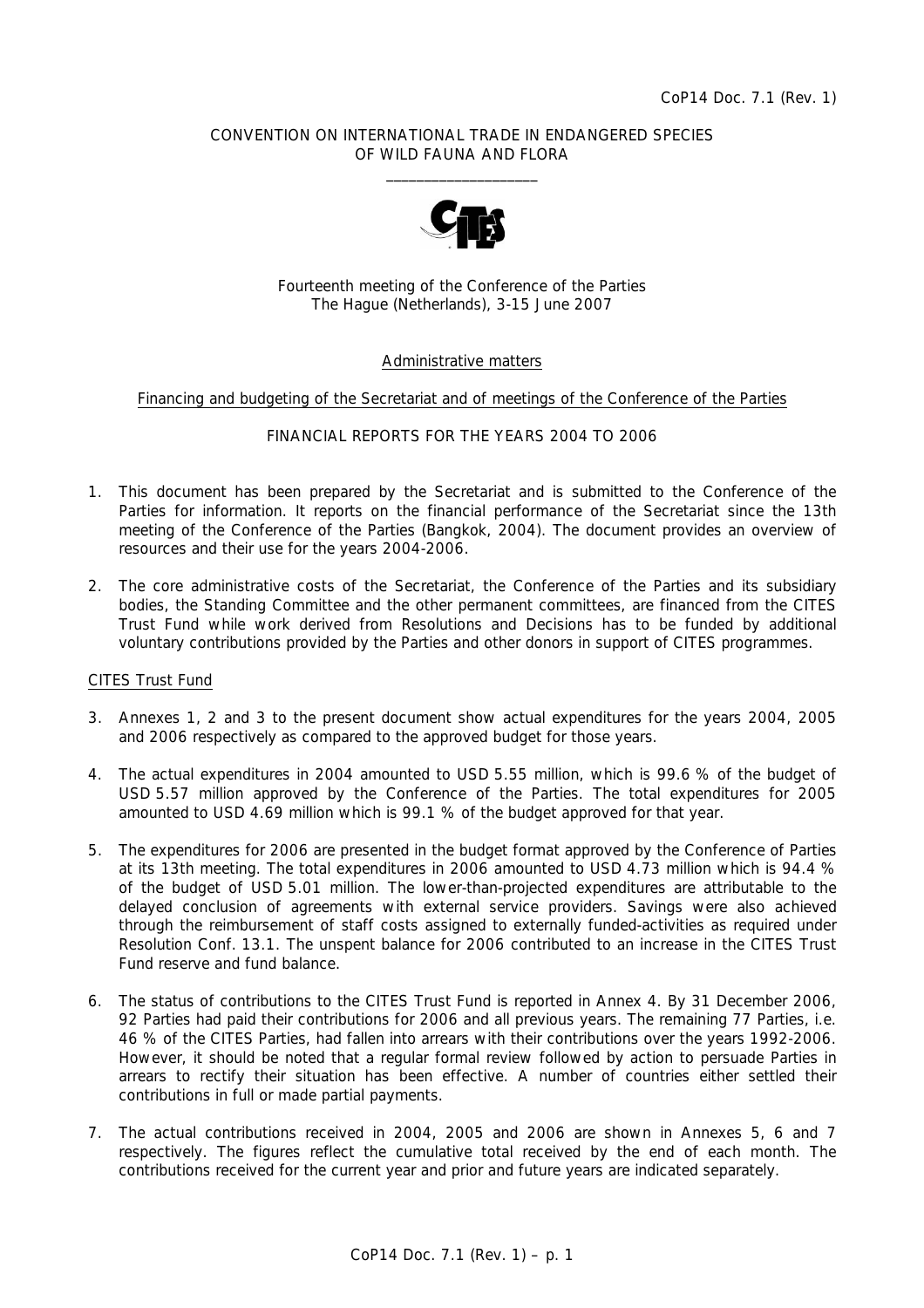CoP14 Doc. 7.1 (Rev. 1)

CONVENTION ON INTERNATIONAL TRADE IN ENDANGERED SPECIES OF WILD FAUNA AND FLORA

Fourteenth meeting of the Conference of the Parties
The Hague (Netherlands), 3-15 June 2007

Administrative matters

Financing and budgeting of the Secretariat and of meetings of the Conference of the Parties

FINANCIAL REPORTS FOR THE YEARS 2004 TO 2006

1. This document has been prepared by the Secretariat and is submitted to the Conference of the Parties for information. It reports on the financial performance of the Secretariat since the 13th meeting of the Conference of the Parties (Bangkok, 2004). The document provides an overview of resources and their use for the years 2004-2006.

2. The core administrative costs of the Secretariat, the Conference of the Parties and its subsidiary bodies, the Standing Committee and the other permanent committees, are financed from the CITES Trust Fund while work derived from Resolutions and Decisions has to be funded by additional voluntary contributions provided by the Parties and other donors in support of CITES programmes.

CITES Trust Fund

3. Annexes 1, 2 and 3 to the present document show actual expenditures for the years 2004, 2005 and 2006 respectively as compared to the approved budget for those years.

4. The actual expenditures in 2004 amounted to USD 5.55 million, which is 99.6 % of the budget of USD 5.57 million approved by the Conference of the Parties. The total expenditures for 2005 amounted to USD 4.69 million which is 99.1 % of the budget approved for that year.

5. The expenditures for 2006 are presented in the budget format approved by the Conference of Parties at its 13th meeting. The total expenditures in 2006 amounted to USD 4.73 million which is 94.4 % of the budget of USD 5.01 million. The lower-than-projected expenditures are attributable to the delayed conclusion of agreements with external service providers. Savings were also achieved through the reimbursement of staff costs assigned to externally funded-activities as required under Resolution Conf. 13.1. The unspent balance for 2006 contributed to an increase in the CITES Trust Fund reserve and fund balance.

6. The status of contributions to the CITES Trust Fund is reported in Annex 4. By 31 December 2006, 92 Parties had paid their contributions for 2006 and all previous years. The remaining 77 Parties, i.e. 46 % of the CITES Parties, had fallen into arrears with their contributions over the years 1992-2006. However, it should be noted that a regular formal review followed by action to persuade Parties in arrears to rectify their situation has been effective. A number of countries either settled their contributions in full or made partial payments.

7. The actual contributions received in 2004, 2005 and 2006 are shown in Annexes 5, 6 and 7 respectively. The figures reflect the cumulative total received by the end of each month. The contributions received for the current year and prior and future years are indicated separately.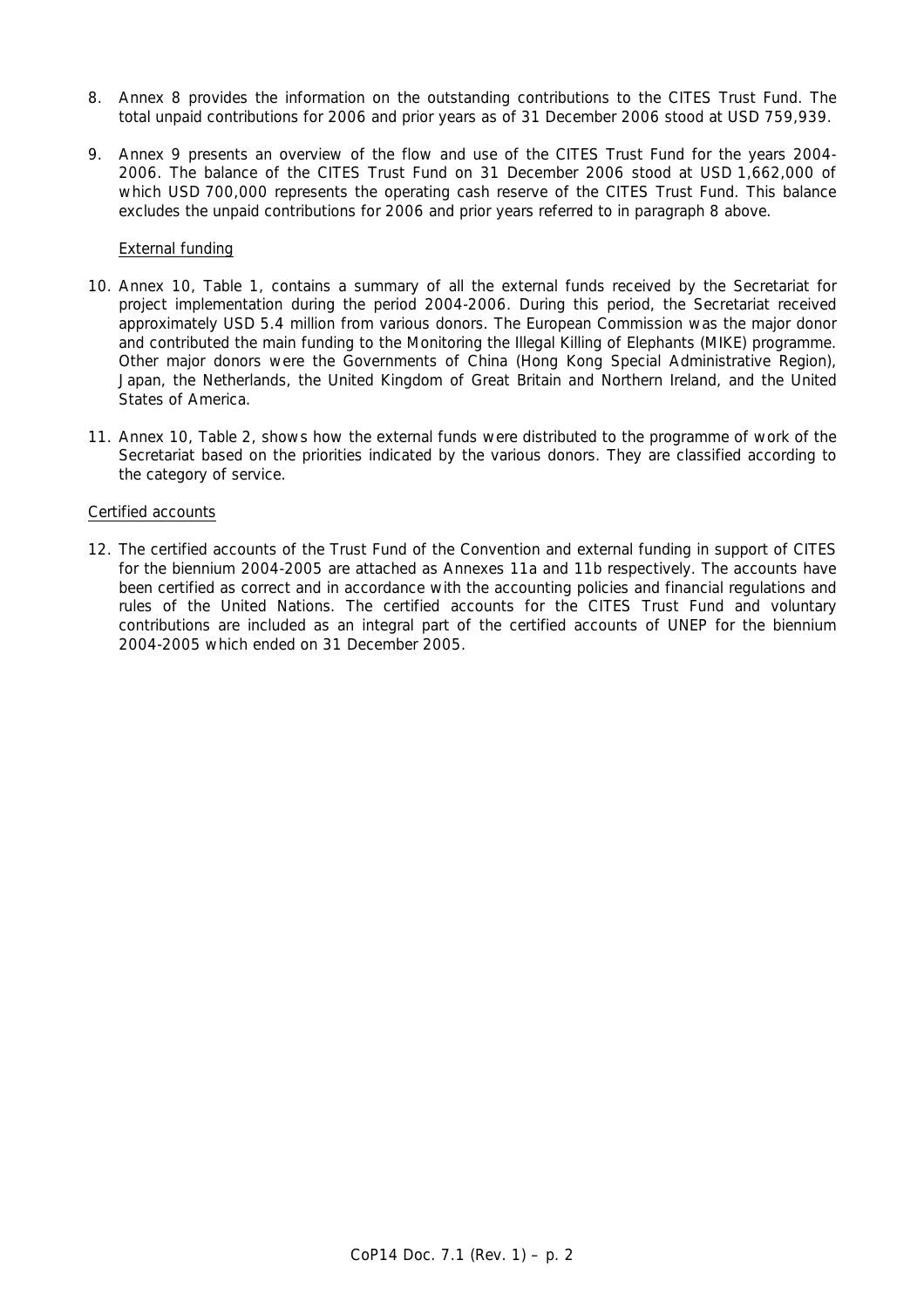8. Annex 8 provides the information on the outstanding contributions to the CITES Trust Fund. The total unpaid contributions for 2006 and prior years as of 31 December 2006 stood at USD 759,939.

9. Annex 9 presents an overview of the flow and use of the CITES Trust Fund for the years 2004-2006. The balance of the CITES Trust Fund on 31 December 2006 stood at USD 1,662,000 of which USD 700,000 represents the operating cash reserve of the CITES Trust Fund. This balance excludes the unpaid contributions for 2006 and prior years referred to in paragraph 8 above.

External funding

10. Annex 10, Table 1, contains a summary of all the external funds received by the Secretariat for project implementation during the period 2004-2006. During this period, the Secretariat received approximately USD 5.4 million from various donors. The European Commission was the major donor and contributed the main funding to the Monitoring the Illegal Killing of Elephants (MIKE) programme. Other major donors were the Governments of China (Hong Kong Special Administrative Region), Japan, the Netherlands, the United Kingdom of Great Britain and Northern Ireland, and the United States of America.

11. Annex 10, Table 2, shows how the external funds were distributed to the programme of work of the Secretariat based on the priorities indicated by the various donors. They are classified according to the category of service.

Certified accounts

12. The certified accounts of the Trust Fund of the Convention and external funding in support of CITES for the biennium 2004-2005 are attached as Annexes 11a and 11b respectively. The accounts have been certified as correct and in accordance with the accounting policies and financial regulations and rules of the United Nations. The certified accounts for the CITES Trust Fund and voluntary contributions are included as an integral part of the certified accounts of UNEP for the biennium 2004-2005 which ended on 31 December 2005.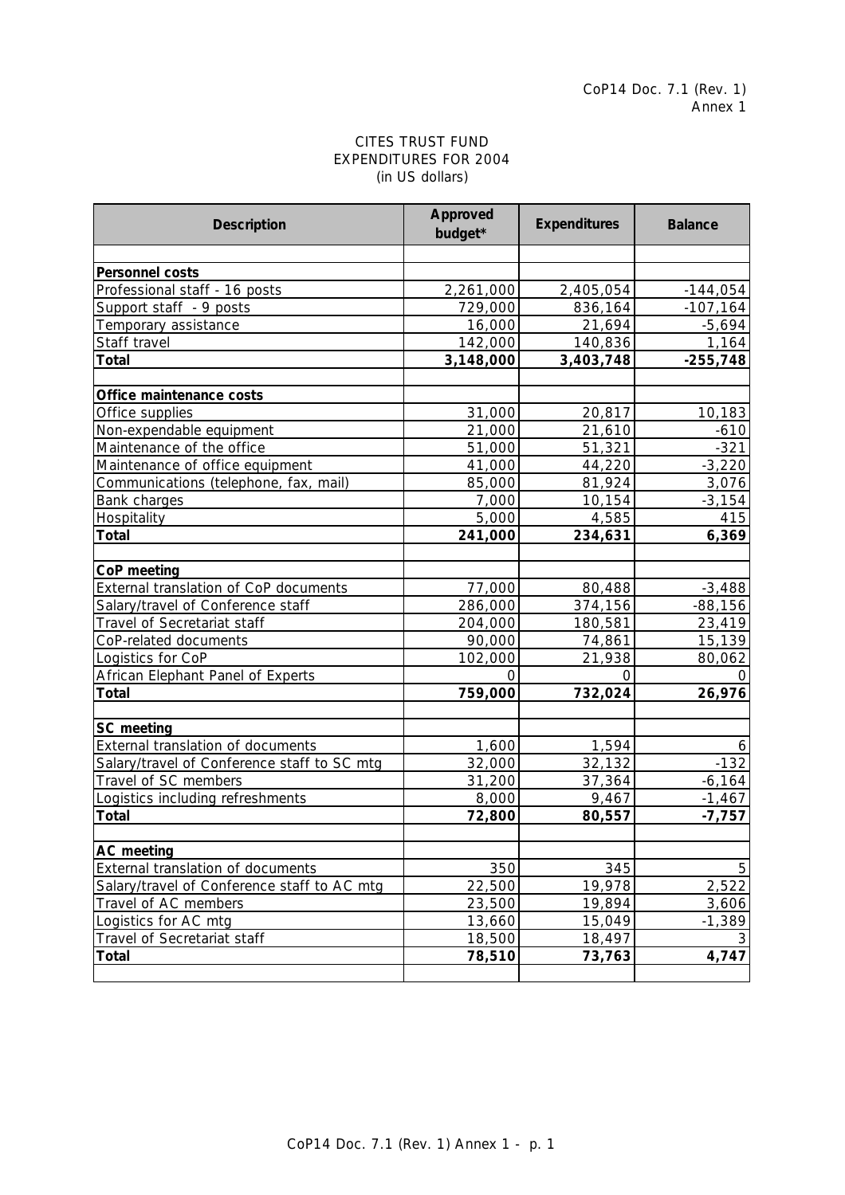CoP14 Doc. 7.1 (Rev. 1)
Annex 1

# CITES TRUST FUND
## EXPENDITURES FOR 2004
(in US dollars)

| Description | Approved budget* | Expenditures | Balance |
|---|---|---|---|
| | | | |
| **Personnel costs** | | | |
| Professional staff - 16 posts | 2,261,000 | 2,405,054 | -144,054 |
| Support staff - 9 posts | 729,000 | 836,164 | -107,164 |
| Temporary assistance | 16,000 | 21,694 | -5,694 |
| Staff travel | 142,000 | 140,836 | 1,164 |
| **Total** | **3,148,000** | **3,403,748** | **-255,748** |
| | | | |
| **Office maintenance costs** | | | |
| Office supplies | 31,000 | 20,817 | 10,183 |
| Non-expendable equipment | 21,000 | 21,610 | -610 |
| Maintenance of the office | 51,000 | 51,321 | -321 |
| Maintenance of office equipment | 41,000 | 44,220 | -3,220 |
| Communications (telephone, fax, mail) | 85,000 | 81,924 | 3,076 |
| Bank charges | 7,000 | 10,154 | -3,154 |
| Hospitality | 5,000 | 4,585 | 415 |
| **Total** | **241,000** | **234,631** | **6,369** |
| | | | |
| **CoP meeting** | | | |
| External translation of CoP documents | 77,000 | 80,488 | -3,488 |
| Salary/travel of Conference staff | 286,000 | 374,156 | -88,156 |
| Travel of Secretariat staff | 204,000 | 180,581 | 23,419 |
| CoP-related documents | 90,000 | 74,861 | 15,139 |
| Logistics for CoP | 102,000 | 21,938 | 80,062 |
| African Elephant Panel of Experts | 0 | 0 | 0 |
| **Total** | **759,000** | **732,024** | **26,976** |
| | | | |
| **SC meeting** | | | |
| External translation of documents | 1,600 | 1,594 | 6 |
| Salary/travel of Conference staff to SC mtg | 32,000 | 32,132 | -132 |
| Travel of SC members | 31,200 | 37,364 | -6,164 |
| Logistics including refreshments | 8,000 | 9,467 | -1,467 |
| **Total** | **72,800** | **80,557** | **-7,757** |
| | | | |
| **AC meeting** | | | |
| External translation of documents | 350 | 345 | 5 |
| Salary/travel of Conference staff to AC mtg | 22,500 | 19,978 | 2,522 |
| Travel of AC members | 23,500 | 19,894 | 3,606 |
| Logistics for AC mtg | 13,660 | 15,049 | -1,389 |
| Travel of Secretariat staff | 18,500 | 18,497 | 3 |
| **Total** | **78,510** | **73,763** | **4,747** |
| | | | |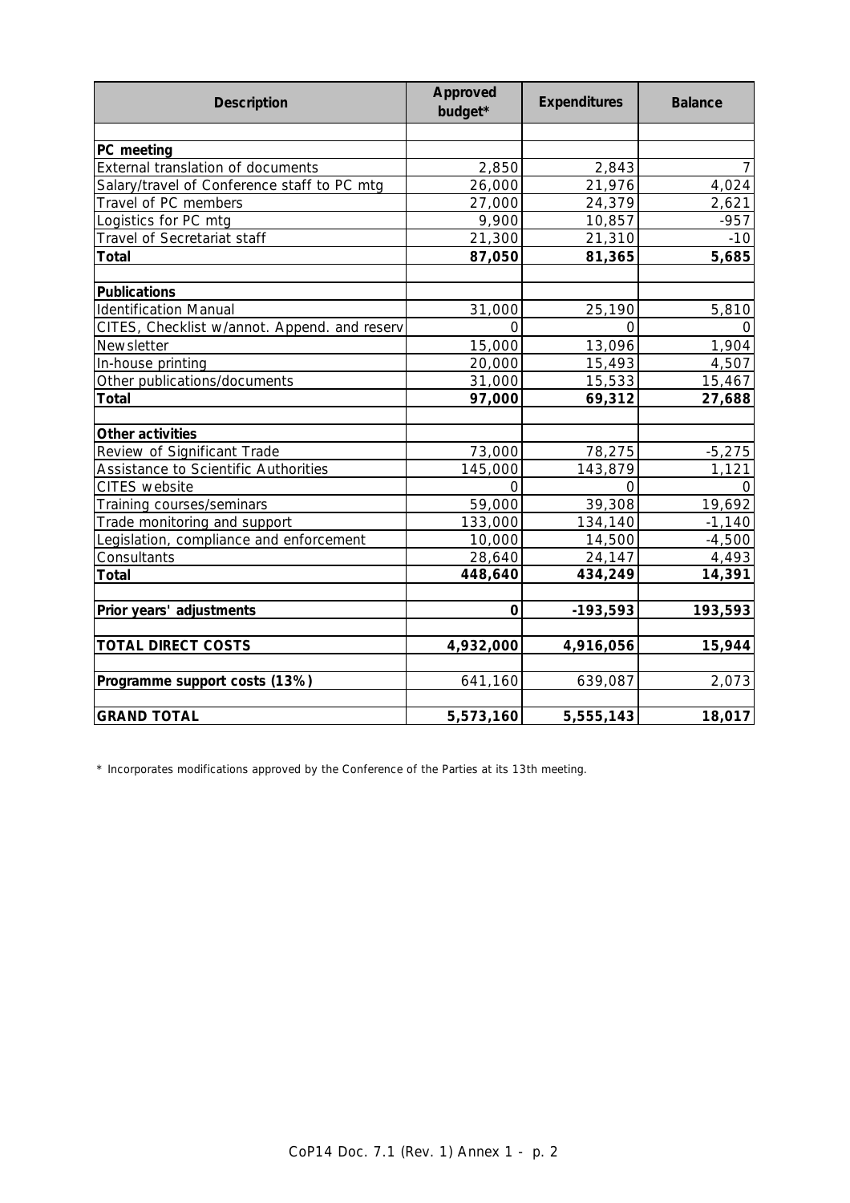| Description | Approved budget* | Expenditures | Balance |
|---|---|---|---|
| | | | |
| **PC meeting** | | | |
| External translation of documents | 2,850 | 2,843 | 7 |
| Salary/travel of Conference staff to PC mtg | 26,000 | 21,976 | 4,024 |
| Travel of PC members | 27,000 | 24,379 | 2,621 |
| Logistics for PC mtg | 9,900 | 10,857 | -957 |
| Travel of Secretariat staff | 21,300 | 21,310 | -10 |
| **Total** | **87,050** | **81,365** | **5,685** |
| | | | |
| **Publications** | | | |
| Identification Manual | 31,000 | 25,190 | 5,810 |
| CITES, Checklist w/annot. Append. and reserv | 0 | 0 | 0 |
| Newsletter | 15,000 | 13,096 | 1,904 |
| In-house printing | 20,000 | 15,493 | 4,507 |
| Other publications/documents | 31,000 | 15,533 | 15,467 |
| **Total** | **97,000** | **69,312** | **27,688** |
| | | | |
| **Other activities** | | | |
| Review of Significant Trade | 73,000 | 78,275 | -5,275 |
| Assistance to Scientific Authorities | 145,000 | 143,879 | 1,121 |
| CITES website | 0 | 0 | 0 |
| Training courses/seminars | 59,000 | 39,308 | 19,692 |
| Trade monitoring and support | 133,000 | 134,140 | -1,140 |
| Legislation, compliance and enforcement | 10,000 | 14,500 | -4,500 |
| Consultants | 28,640 | 24,147 | 4,493 |
| **Total** | **448,640** | **434,249** | **14,391** |
| | | | |
| **Prior years' adjustments** | **0** | **-193,593** | **193,593** |
| | | | |
| **TOTAL DIRECT COSTS** | **4,932,000** | **4,916,056** | **15,944** |
| | | | |
| **Programme support costs (13%)** | 641,160 | 639,087 | 2,073 |
| | | | |
| **GRAND TOTAL** | **5,573,160** | **5,555,143** | **18,017** |

* Incorporates modifications approved by the Conference of the Parties at its 13th meeting.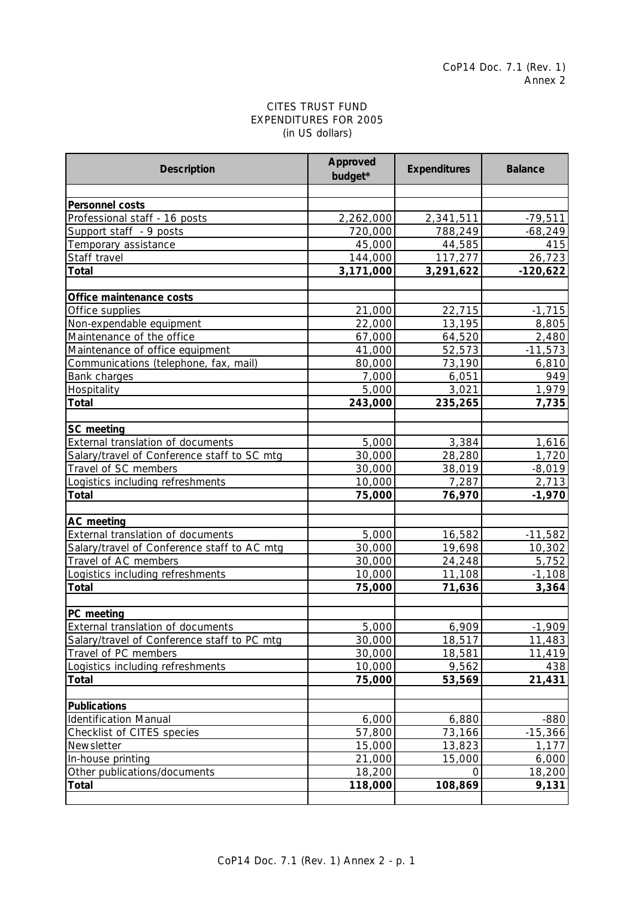CoP14 Doc. 7.1 (Rev. 1)
Annex 2

CITES TRUST FUND
EXPENDITURES FOR 2005
(in US dollars)

| Description | Approved budget* | Expenditures | Balance |
|---|---|---|---|
| | | | |
| **Personnel costs** | | | |
| Professional staff - 16 posts | 2,262,000 | 2,341,511 | -79,511 |
| Support staff - 9 posts | 720,000 | 788,249 | -68,249 |
| Temporary assistance | 45,000 | 44,585 | 415 |
| Staff travel | 144,000 | 117,277 | 26,723 |
| **Total** | **3,171,000** | **3,291,622** | **-120,622** |
| | | | |
| **Office maintenance costs** | | | |
| Office supplies | 21,000 | 22,715 | -1,715 |
| Non-expendable equipment | 22,000 | 13,195 | 8,805 |
| Maintenance of the office | 67,000 | 64,520 | 2,480 |
| Maintenance of office equipment | 41,000 | 52,573 | -11,573 |
| Communications (telephone, fax, mail) | 80,000 | 73,190 | 6,810 |
| Bank charges | 7,000 | 6,051 | 949 |
| Hospitality | 5,000 | 3,021 | 1,979 |
| **Total** | **243,000** | **235,265** | **7,735** |
| | | | |
| **SC meeting** | | | |
| External translation of documents | 5,000 | 3,384 | 1,616 |
| Salary/travel of Conference staff to SC mtg | 30,000 | 28,280 | 1,720 |
| Travel of SC members | 30,000 | 38,019 | -8,019 |
| Logistics including refreshments | 10,000 | 7,287 | 2,713 |
| **Total** | **75,000** | **76,970** | **-1,970** |
| | | | |
| **AC meeting** | | | |
| External translation of documents | 5,000 | 16,582 | -11,582 |
| Salary/travel of Conference staff to AC mtg | 30,000 | 19,698 | 10,302 |
| Travel of AC members | 30,000 | 24,248 | 5,752 |
| Logistics including refreshments | 10,000 | 11,108 | -1,108 |
| **Total** | **75,000** | **71,636** | **3,364** |
| | | | |
| **PC meeting** | | | |
| External translation of documents | 5,000 | 6,909 | -1,909 |
| Salary/travel of Conference staff to PC mtg | 30,000 | 18,517 | 11,483 |
| Travel of PC members | 30,000 | 18,581 | 11,419 |
| Logistics including refreshments | 10,000 | 9,562 | 438 |
| **Total** | **75,000** | **53,569** | **21,431** |
| | | | |
| **Publications** | | | |
| Identification Manual | 6,000 | 6,880 | -880 |
| Checklist of CITES species | 57,800 | 73,166 | -15,366 |
| Newsletter | 15,000 | 13,823 | 1,177 |
| In-house printing | 21,000 | 15,000 | 6,000 |
| Other publications/documents | 18,200 | 0 | 18,200 |
| **Total** | **118,000** | **108,869** | **9,131** |
| | | | |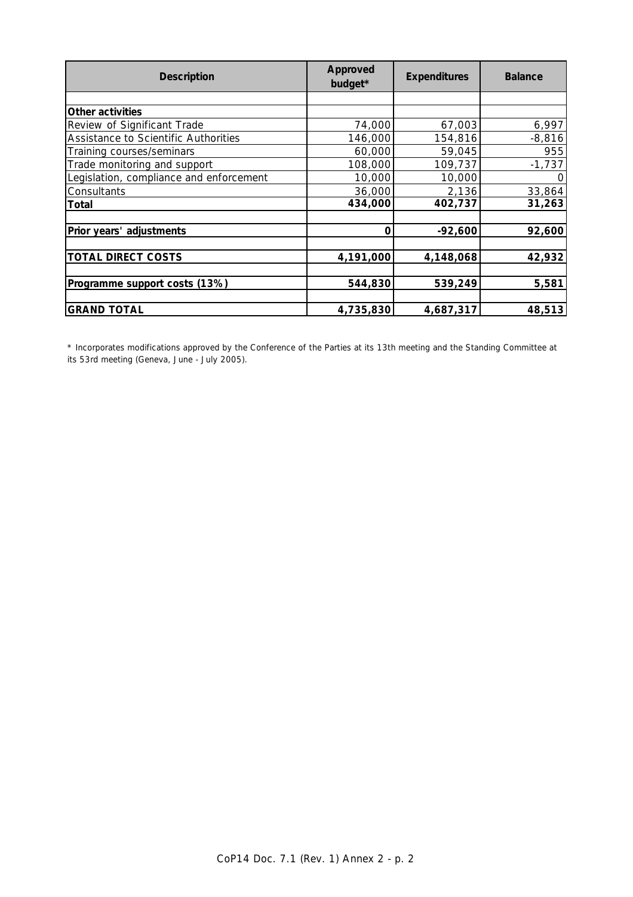| Description | Approved budget* | Expenditures | Balance |
|---|---|---|---|
| | | | |
| **Other activities** | | | |
| Review of Significant Trade | 74,000 | 67,003 | 6,997 |
| Assistance to Scientific Authorities | 146,000 | 154,816 | -8,816 |
| Training courses/seminars | 60,000 | 59,045 | 955 |
| Trade monitoring and support | 108,000 | 109,737 | -1,737 |
| Legislation, compliance and enforcement | 10,000 | 10,000 | 0 |
| Consultants | 36,000 | 2,136 | 33,864 |
| **Total** | **434,000** | **402,737** | **31,263** |
| | | | |
| **Prior years' adjustments** | **0** | **-92,600** | **92,600** |
| | | | |
| **TOTAL DIRECT COSTS** | **4,191,000** | **4,148,068** | **42,932** |
| | | | |
| **Programme support costs (13%)** | **544,830** | **539,249** | **5,581** |
| | | | |
| **GRAND TOTAL** | **4,735,830** | **4,687,317** | **48,513** |

* Incorporates modifications approved by the Conference of the Parties at its 13th meeting and the Standing Committee at its 53rd meeting (Geneva, June - July 2005).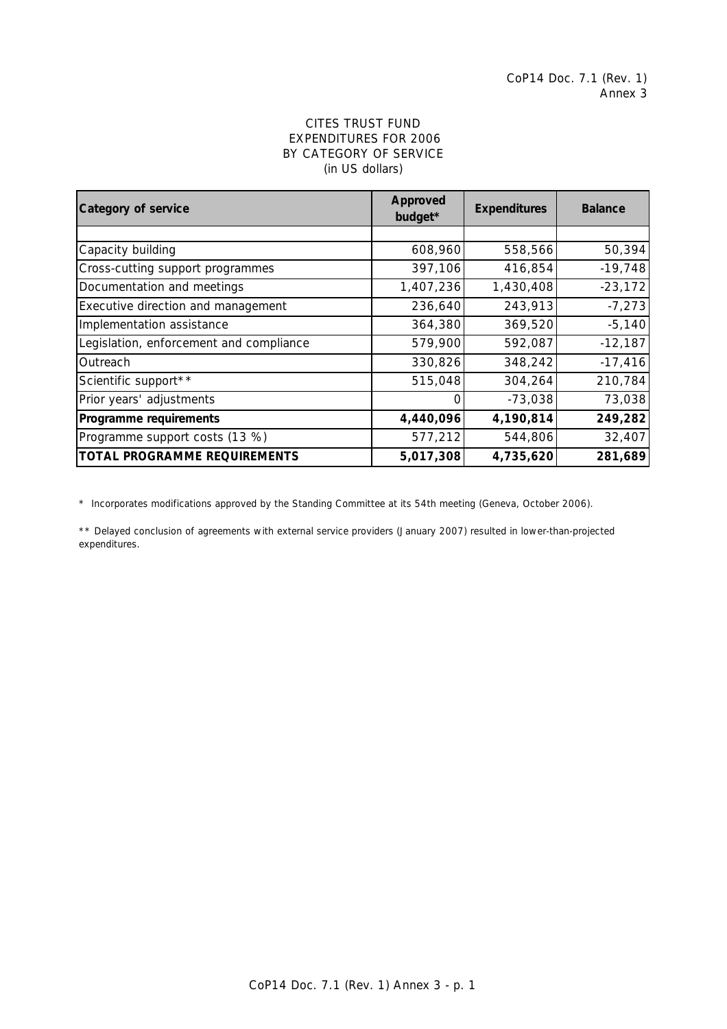CoP14 Doc. 7.1 (Rev. 1)
Annex 3

CITES TRUST FUND
EXPENDITURES FOR 2006
BY CATEGORY OF SERVICE
(in US dollars)

| Category of service | Approved budget* | Expenditures | Balance |
|---|---|---|---|
| | | | |
| Capacity building | 608,960 | 558,566 | 50,394 |
| Cross-cutting support programmes | 397,106 | 416,854 | -19,748 |
| Documentation and meetings | 1,407,236 | 1,430,408 | -23,172 |
| Executive direction and management | 236,640 | 243,913 | -7,273 |
| Implementation assistance | 364,380 | 369,520 | -5,140 |
| Legislation, enforcement and compliance | 579,900 | 592,087 | -12,187 |
| Outreach | 330,826 | 348,242 | -17,416 |
| Scientific support** | 515,048 | 304,264 | 210,784 |
| Prior years' adjustments | 0 | -73,038 | 73,038 |
| **Programme requirements** | **4,440,096** | **4,190,814** | **249,282** |
| Programme support costs (13 %) | 577,212 | 544,806 | 32,407 |
| **TOTAL PROGRAMME REQUIREMENTS** | **5,017,308** | **4,735,620** | **281,689** |

* Incorporates modifications approved by the Standing Committee at its 54th meeting (Geneva, October 2006).

** Delayed conclusion of agreements with external service providers (January 2007) resulted in lower-than-projected expenditures.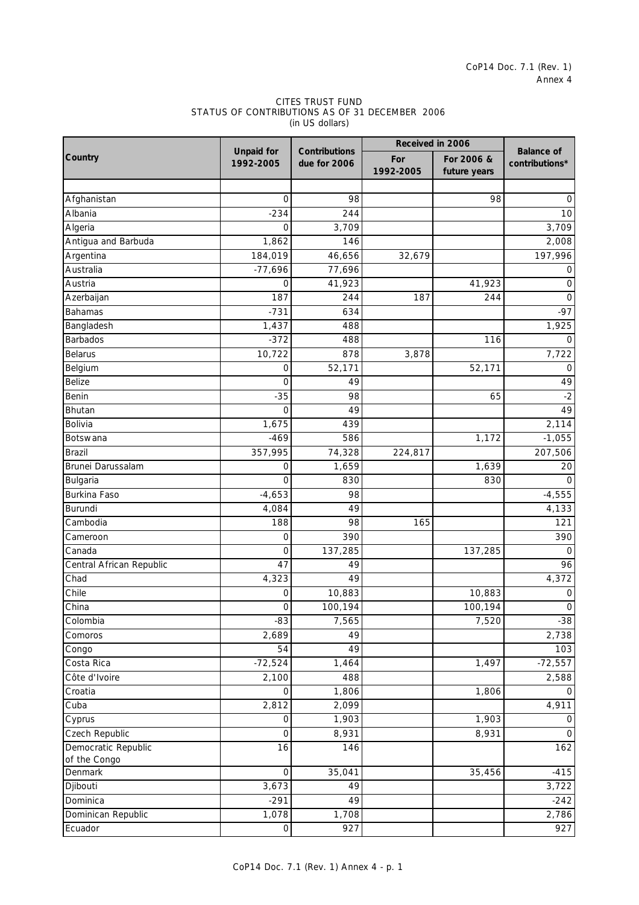CITES TRUST FUND
STATUS OF CONTRIBUTIONS AS OF 31 DECEMBER 2006
(in US dollars)

| Country | Unpaid for 1992-2005 | Contributions due for 2006 | Received in 2006 | | Balance of contributions* |
|---|---|---|---|---|---|
| | | | For 1992-2005 | For 2006 & future years | |
| Afghanistan | 0 | 98 | | 98 | 0 |
| Albania | -234 | 244 | | | 10 |
| Algeria | 0 | 3,709 | | | 3,709 |
| Antigua and Barbuda | 1,862 | 146 | | | 2,008 |
| Argentina | 184,019 | 46,656 | 32,679 | | 197,996 |
| Australia | -77,696 | 77,696 | | | 0 |
| Austria | 0 | 41,923 | | 41,923 | 0 |
| Azerbaijan | 187 | 244 | 187 | 244 | 0 |
| Bahamas | -731 | 634 | | | -97 |
| Bangladesh | 1,437 | 488 | | | 1,925 |
| Barbados | -372 | 488 | | 116 | 0 |
| Belarus | 10,722 | 878 | 3,878 | | 7,722 |
| Belgium | 0 | 52,171 | | 52,171 | 0 |
| Belize | 0 | 49 | | | 49 |
| Benin | -35 | 98 | | 65 | -2 |
| Bhutan | 0 | 49 | | | 49 |
| Bolivia | 1,675 | 439 | | | 2,114 |
| Botswana | -469 | 586 | | 1,172 | -1,055 |
| Brazil | 357,995 | 74,328 | 224,817 | | 207,506 |
| Brunei Darussalam | 0 | 1,659 | | 1,639 | 20 |
| Bulgaria | 0 | 830 | | 830 | 0 |
| Burkina Faso | -4,653 | 98 | | | -4,555 |
| Burundi | 4,084 | 49 | | | 4,133 |
| Cambodia | 188 | 98 | 165 | | 121 |
| Cameroon | 0 | 390 | | | 390 |
| Canada | 0 | 137,285 | | 137,285 | 0 |
| Central African Republic | 47 | 49 | | | 96 |
| Chad | 4,323 | 49 | | | 4,372 |
| Chile | 0 | 10,883 | | 10,883 | 0 |
| China | 0 | 100,194 | | 100,194 | 0 |
| Colombia | -83 | 7,565 | | 7,520 | -38 |
| Comoros | 2,689 | 49 | | | 2,738 |
| Congo | 54 | 49 | | | 103 |
| Costa Rica | -72,524 | 1,464 | | 1,497 | -72,557 |
| Côte d'Ivoire | 2,100 | 488 | | | 2,588 |
| Croatia | 0 | 1,806 | | 1,806 | 0 |
| Cuba | 2,812 | 2,099 | | | 4,911 |
| Cyprus | 0 | 1,903 | | 1,903 | 0 |
| Czech Republic | 0 | 8,931 | | 8,931 | 0 |
| Democratic Republic of the Congo | 16 | 146 | | | 162 |
| Denmark | 0 | 35,041 | | 35,456 | -415 |
| Djibouti | 3,673 | 49 | | | 3,722 |
| Dominica | -291 | 49 | | | -242 |
| Dominican Republic | 1,078 | 1,708 | | | 2,786 |
| Ecuador | 0 | 927 | | | 927 |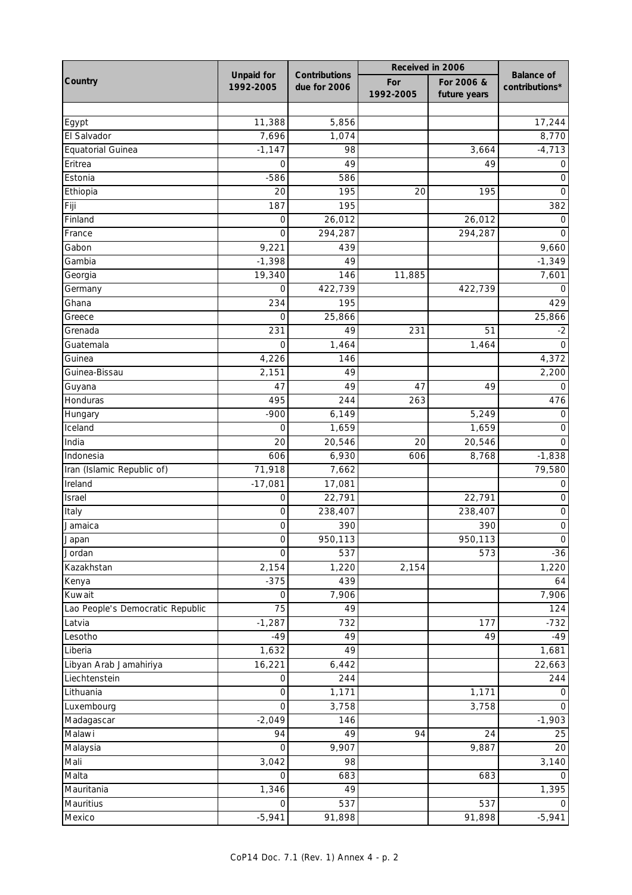| Country | Unpaid for 1992-2005 | Contributions due for 2006 | Received in 2006 | | Balance of contributions* |
|---|---|---|---|---|---|
| | | | For 1992-2005 | For 2006 & future years | |
| Egypt | 11,388 | 5,856 | | | 17,244 |
| El Salvador | 7,696 | 1,074 | | | 8,770 |
| Equatorial Guinea | -1,147 | 98 | | 3,664 | -4,713 |
| Eritrea | 0 | 49 | | 49 | 0 |
| Estonia | -586 | 586 | | | 0 |
| Ethiopia | 20 | 195 | 20 | 195 | 0 |
| Fiji | 187 | 195 | | | 382 |
| Finland | 0 | 26,012 | | 26,012 | 0 |
| France | 0 | 294,287 | | 294,287 | 0 |
| Gabon | 9,221 | 439 | | | 9,660 |
| Gambia | -1,398 | 49 | | | -1,349 |
| Georgia | 19,340 | 146 | 11,885 | | 7,601 |
| Germany | 0 | 422,739 | | 422,739 | 0 |
| Ghana | 234 | 195 | | | 429 |
| Greece | 0 | 25,866 | | | 25,866 |
| Grenada | 231 | 49 | 231 | 51 | -2 |
| Guatemala | 0 | 1,464 | | 1,464 | 0 |
| Guinea | 4,226 | 146 | | | 4,372 |
| Guinea-Bissau | 2,151 | 49 | | | 2,200 |
| Guyana | 47 | 49 | 47 | 49 | 0 |
| Honduras | 495 | 244 | 263 | | 476 |
| Hungary | -900 | 6,149 | | 5,249 | 0 |
| Iceland | 0 | 1,659 | | 1,659 | 0 |
| India | 20 | 20,546 | 20 | 20,546 | 0 |
| Indonesia | 606 | 6,930 | 606 | 8,768 | -1,838 |
| Iran (Islamic Republic of) | 71,918 | 7,662 | | | 79,580 |
| Ireland | -17,081 | 17,081 | | | 0 |
| Israel | 0 | 22,791 | | 22,791 | 0 |
| Italy | 0 | 238,407 | | 238,407 | 0 |
| Jamaica | 0 | 390 | | 390 | 0 |
| Japan | 0 | 950,113 | | 950,113 | 0 |
| Jordan | 0 | 537 | | 573 | -36 |
| Kazakhstan | 2,154 | 1,220 | 2,154 | | 1,220 |
| Kenya | -375 | 439 | | | 64 |
| Kuwait | 0 | 7,906 | | | 7,906 |
| Lao People's Democratic Republic | 75 | 49 | | | 124 |
| Latvia | -1,287 | 732 | | 177 | -732 |
| Lesotho | -49 | 49 | | 49 | -49 |
| Liberia | 1,632 | 49 | | | 1,681 |
| Libyan Arab Jamahiriya | 16,221 | 6,442 | | | 22,663 |
| Liechtenstein | 0 | 244 | | | 244 |
| Lithuania | 0 | 1,171 | | 1,171 | 0 |
| Luxembourg | 0 | 3,758 | | 3,758 | 0 |
| Madagascar | -2,049 | 146 | | | -1,903 |
| Malawi | 94 | 49 | 94 | 24 | 25 |
| Malaysia | 0 | 9,907 | | 9,887 | 20 |
| Mali | 3,042 | 98 | | | 3,140 |
| Malta | 0 | 683 | | 683 | 0 |
| Mauritania | 1,346 | 49 | | | 1,395 |
| Mauritius | 0 | 537 | | 537 | 0 |
| Mexico | -5,941 | 91,898 | | 91,898 | -5,941 |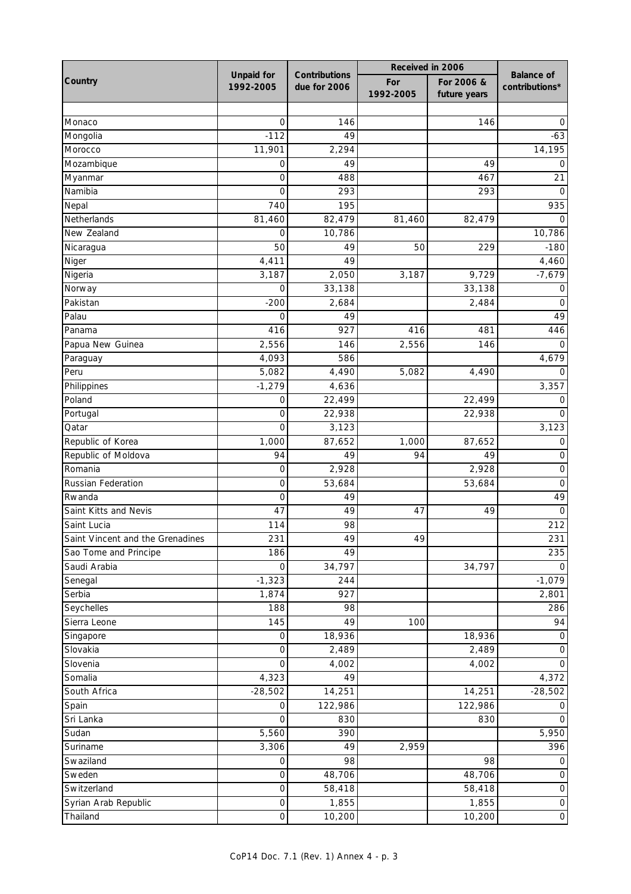| Country | Unpaid for 1992-2005 | Contributions due for 2006 | Received in 2006 | | Balance of contributions* |
|---|---|---|---|---|---|
| | | | For 1992-2005 | For 2006 & future years | |
| Monaco | 0 | 146 | | 146 | 0 |
| Mongolia | -112 | 49 | | | -63 |
| Morocco | 11,901 | 2,294 | | | 14,195 |
| Mozambique | 0 | 49 | | 49 | 0 |
| Myanmar | 0 | 488 | | 467 | 21 |
| Namibia | 0 | 293 | | 293 | 0 |
| Nepal | 740 | 195 | | | 935 |
| Netherlands | 81,460 | 82,479 | 81,460 | 82,479 | 0 |
| New Zealand | 0 | 10,786 | | | 10,786 |
| Nicaragua | 50 | 49 | 50 | 229 | -180 |
| Niger | 4,411 | 49 | | | 4,460 |
| Nigeria | 3,187 | 2,050 | 3,187 | 9,729 | -7,679 |
| Norway | 0 | 33,138 | | 33,138 | 0 |
| Pakistan | -200 | 2,684 | | 2,484 | 0 |
| Palau | 0 | 49 | | | 49 |
| Panama | 416 | 927 | 416 | 481 | 446 |
| Papua New Guinea | 2,556 | 146 | 2,556 | 146 | 0 |
| Paraguay | 4,093 | 586 | | | 4,679 |
| Peru | 5,082 | 4,490 | 5,082 | 4,490 | 0 |
| Philippines | -1,279 | 4,636 | | | 3,357 |
| Poland | 0 | 22,499 | | 22,499 | 0 |
| Portugal | 0 | 22,938 | | 22,938 | 0 |
| Qatar | 0 | 3,123 | | | 3,123 |
| Republic of Korea | 1,000 | 87,652 | 1,000 | 87,652 | 0 |
| Republic of Moldova | 94 | 49 | 94 | 49 | 0 |
| Romania | 0 | 2,928 | | 2,928 | 0 |
| Russian Federation | 0 | 53,684 | | 53,684 | 0 |
| Rwanda | 0 | 49 | | | 49 |
| Saint Kitts and Nevis | 47 | 49 | 47 | 49 | 0 |
| Saint Lucia | 114 | 98 | | | 212 |
| Saint Vincent and the Grenadines | 231 | 49 | 49 | | 231 |
| Sao Tome and Principe | 186 | 49 | | | 235 |
| Saudi Arabia | 0 | 34,797 | | 34,797 | 0 |
| Senegal | -1,323 | 244 | | | -1,079 |
| Serbia | 1,874 | 927 | | | 2,801 |
| Seychelles | 188 | 98 | | | 286 |
| Sierra Leone | 145 | 49 | 100 | | 94 |
| Singapore | 0 | 18,936 | | 18,936 | 0 |
| Slovakia | 0 | 2,489 | | 2,489 | 0 |
| Slovenia | 0 | 4,002 | | 4,002 | 0 |
| Somalia | 4,323 | 49 | | | 4,372 |
| South Africa | -28,502 | 14,251 | | 14,251 | -28,502 |
| Spain | 0 | 122,986 | | 122,986 | 0 |
| Sri Lanka | 0 | 830 | | 830 | 0 |
| Sudan | 5,560 | 390 | | | 5,950 |
| Suriname | 3,306 | 49 | 2,959 | | 396 |
| Swaziland | 0 | 98 | | 98 | 0 |
| Sweden | 0 | 48,706 | | 48,706 | 0 |
| Switzerland | 0 | 58,418 | | 58,418 | 0 |
| Syrian Arab Republic | 0 | 1,855 | | 1,855 | 0 |
| Thailand | 0 | 10,200 | | 10,200 | 0 |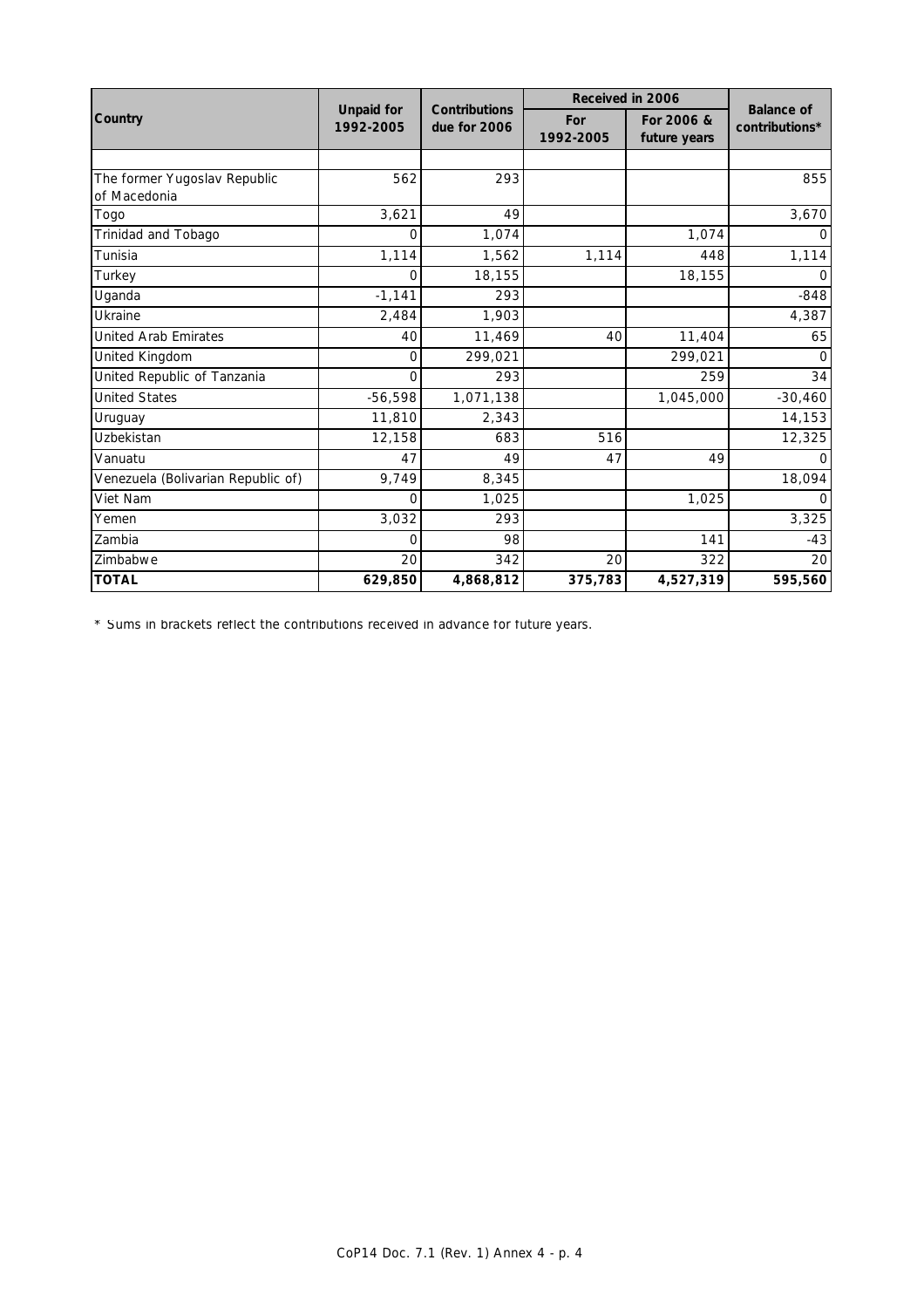| Country | Unpaid for 1992-2005 | Contributions due for 2006 | Received in 2006 | | Balance of contributions* |
|---|---|---|---|---|---|
| | | | For 1992-2005 | For 2006 & future years | |
| | | | | | |
| The former Yugoslav Republic of Macedonia | 562 | 293 | | | 855 |
| Togo | 3,621 | 49 | | | 3,670 |
| Trinidad and Tobago | 0 | 1,074 | | 1,074 | 0 |
| Tunisia | 1,114 | 1,562 | 1,114 | 448 | 1,114 |
| Turkey | 0 | 18,155 | | 18,155 | 0 |
| Uganda | -1,141 | 293 | | | -848 |
| Ukraine | 2,484 | 1,903 | | | 4,387 |
| United Arab Emirates | 40 | 11,469 | 40 | 11,404 | 65 |
| United Kingdom | 0 | 299,021 | | 299,021 | 0 |
| United Republic of Tanzania | 0 | 293 | | 259 | 34 |
| United States | -56,598 | 1,071,138 | | 1,045,000 | -30,460 |
| Uruguay | 11,810 | 2,343 | | | 14,153 |
| Uzbekistan | 12,158 | 683 | 516 | | 12,325 |
| Vanuatu | 47 | 49 | 47 | 49 | 0 |
| Venezuela (Bolivarian Republic of) | 9,749 | 8,345 | | | 18,094 |
| Viet Nam | 0 | 1,025 | | 1,025 | 0 |
| Yemen | 3,032 | 293 | | | 3,325 |
| Zambia | 0 | 98 | | 141 | -43 |
| Zimbabwe | 20 | 342 | 20 | 322 | 20 |
| **TOTAL** | **629,850** | **4,868,812** | **375,783** | **4,527,319** | **595,560** |

* Sums in brackets reflect the contributions received in advance for future years.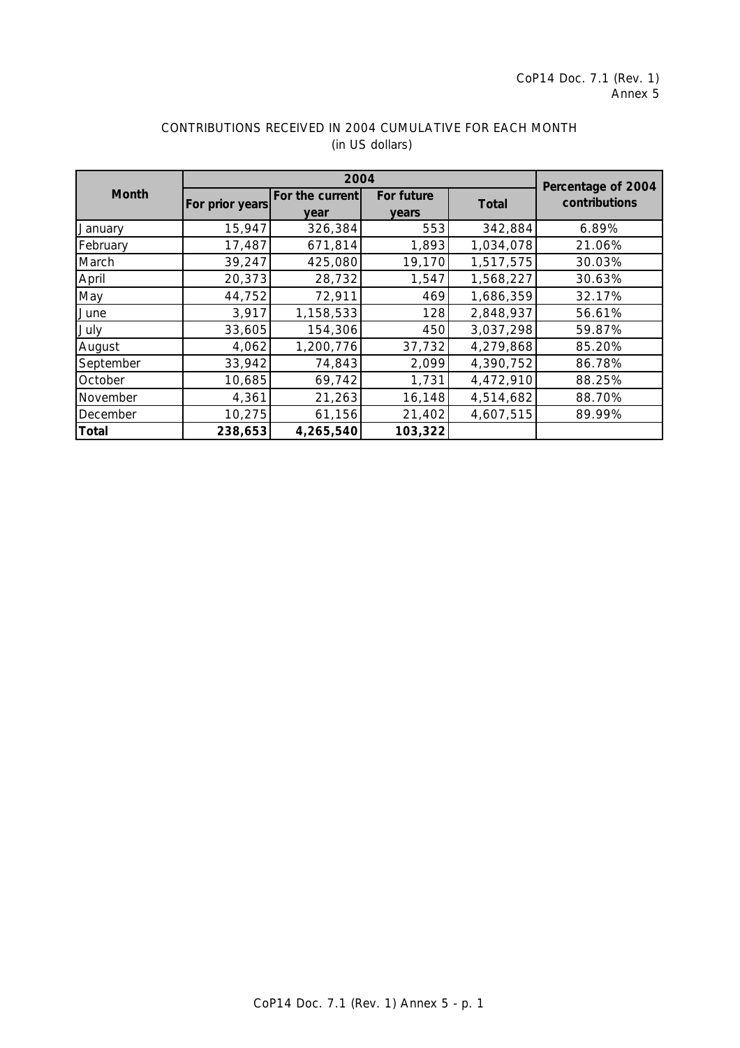CoP14 Doc. 7.1 (Rev. 1)
Annex 5

CONTRIBUTIONS RECEIVED IN 2004 CUMULATIVE FOR EACH MONTH
(in US dollars)

| Month | 2004 | | | | Percentage of 2004 contributions |
|---|---|---|---|---|---|
| | For prior years | For the current year | For future years | Total | |
| January | 15,947 | 326,384 | 553 | 342,884 | 6.89% |
| February | 17,487 | 671,814 | 1,893 | 1,034,078 | 21.06% |
| March | 39,247 | 425,080 | 19,170 | 1,517,575 | 30.03% |
| April | 20,373 | 28,732 | 1,547 | 1,568,227 | 30.63% |
| May | 44,752 | 72,911 | 469 | 1,686,359 | 32.17% |
| June | 3,917 | 1,158,533 | 128 | 2,848,937 | 56.61% |
| July | 33,605 | 154,306 | 450 | 3,037,298 | 59.87% |
| August | 4,062 | 1,200,776 | 37,732 | 4,279,868 | 85.20% |
| September | 33,942 | 74,843 | 2,099 | 4,390,752 | 86.78% |
| October | 10,685 | 69,742 | 1,731 | 4,472,910 | 88.25% |
| November | 4,361 | 21,263 | 16,148 | 4,514,682 | 88.70% |
| December | 10,275 | 61,156 | 21,402 | 4,607,515 | 89.99% |
| **Total** | **238,653** | **4,265,540** | **103,322** | | |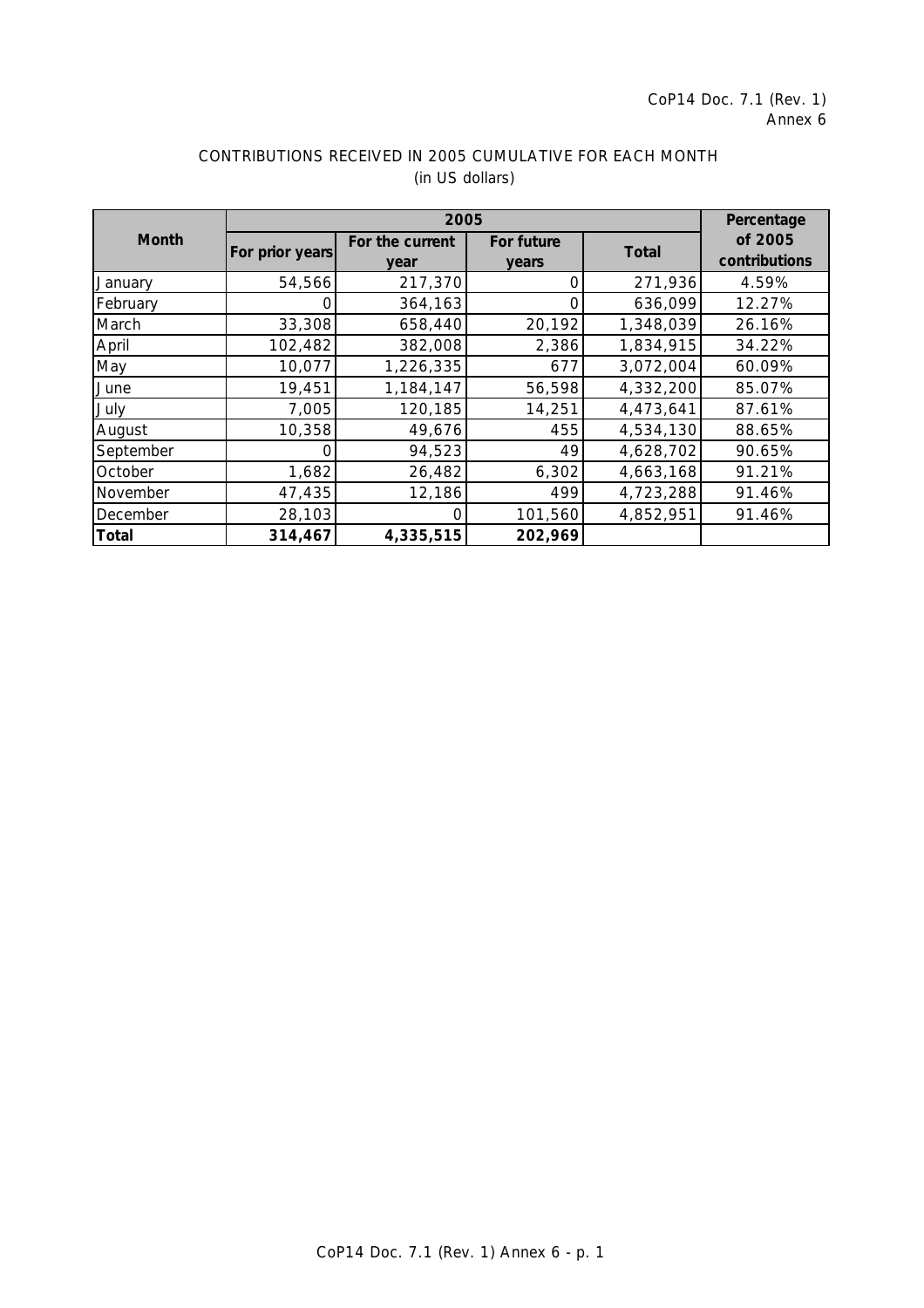CoP14 Doc. 7.1 (Rev. 1)
Annex 6

CONTRIBUTIONS RECEIVED IN 2005 CUMULATIVE FOR EACH MONTH
(in US dollars)

| Month | 2005 | | | | Percentage of 2005 contributions |
|---|---|---|---|---|---|
| | For prior years | For the current year | For future years | Total | |
| January | 54,566 | 217,370 | 0 | 271,936 | 4.59% |
| February | 0 | 364,163 | 0 | 636,099 | 12.27% |
| March | 33,308 | 658,440 | 20,192 | 1,348,039 | 26.16% |
| April | 102,482 | 382,008 | 2,386 | 1,834,915 | 34.22% |
| May | 10,077 | 1,226,335 | 677 | 3,072,004 | 60.09% |
| June | 19,451 | 1,184,147 | 56,598 | 4,332,200 | 85.07% |
| July | 7,005 | 120,185 | 14,251 | 4,473,641 | 87.61% |
| August | 10,358 | 49,676 | 455 | 4,534,130 | 88.65% |
| September | 0 | 94,523 | 49 | 4,628,702 | 90.65% |
| October | 1,682 | 26,482 | 6,302 | 4,663,168 | 91.21% |
| November | 47,435 | 12,186 | 499 | 4,723,288 | 91.46% |
| December | 28,103 | 0 | 101,560 | 4,852,951 | 91.46% |
| **Total** | **314,467** | **4,335,515** | **202,969** | | |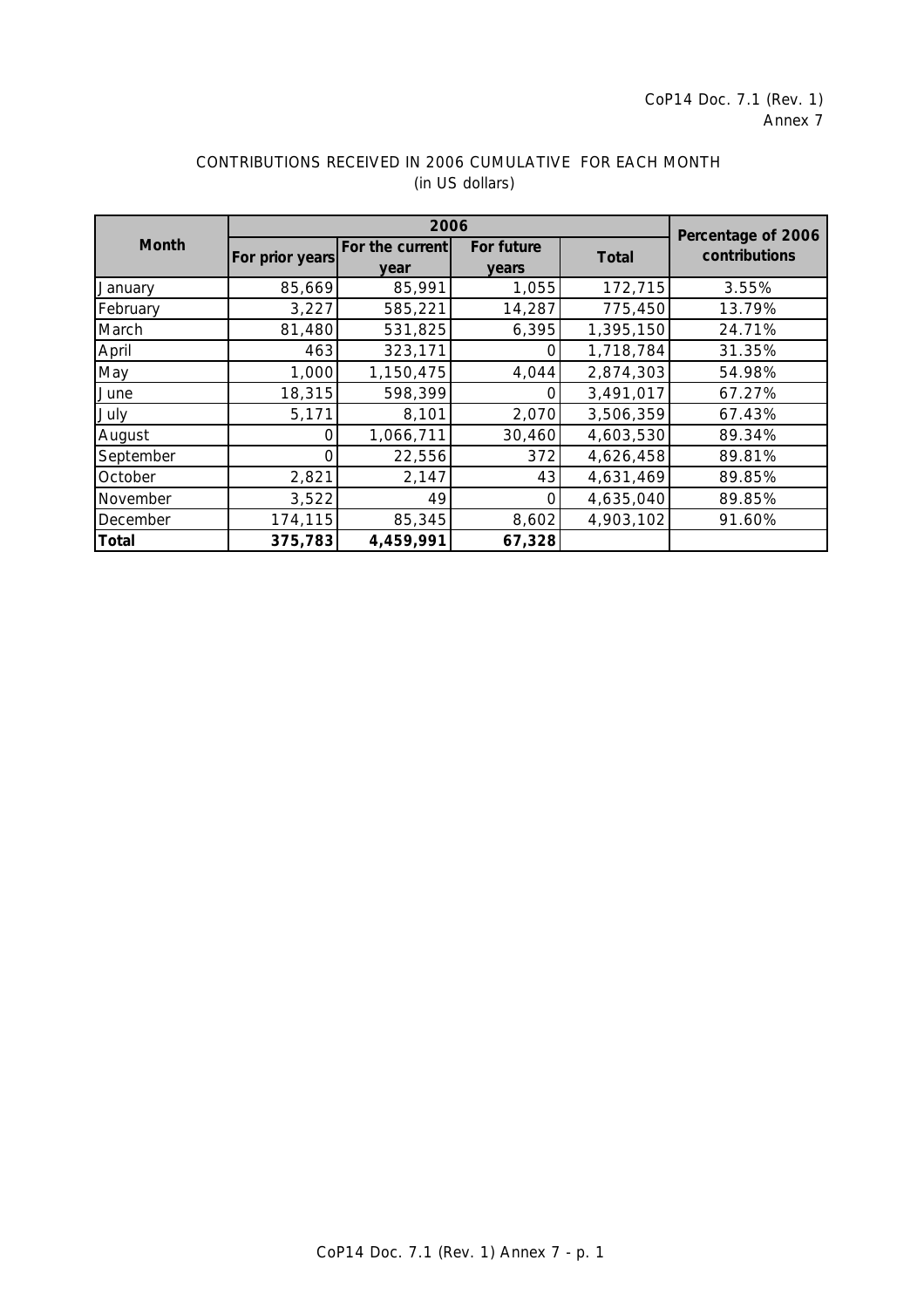CoP14 Doc. 7.1 (Rev. 1)
Annex 7

CONTRIBUTIONS RECEIVED IN 2006 CUMULATIVE FOR EACH MONTH
(in US dollars)

| Month | 2006 | | | | Percentage of 2006 contributions |
|---|---|---|---|---|---|
| | For prior years | For the current year | For future years | Total | |
| January | 85,669 | 85,991 | 1,055 | 172,715 | 3.55% |
| February | 3,227 | 585,221 | 14,287 | 775,450 | 13.79% |
| March | 81,480 | 531,825 | 6,395 | 1,395,150 | 24.71% |
| April | 463 | 323,171 | 0 | 1,718,784 | 31.35% |
| May | 1,000 | 1,150,475 | 4,044 | 2,874,303 | 54.98% |
| June | 18,315 | 598,399 | 0 | 3,491,017 | 67.27% |
| July | 5,171 | 8,101 | 2,070 | 3,506,359 | 67.43% |
| August | 0 | 1,066,711 | 30,460 | 4,603,530 | 89.34% |
| September | 0 | 22,556 | 372 | 4,626,458 | 89.81% |
| October | 2,821 | 2,147 | 43 | 4,631,469 | 89.85% |
| November | 3,522 | 49 | 0 | 4,635,040 | 89.85% |
| December | 174,115 | 85,345 | 8,602 | 4,903,102 | 91.60% |
| **Total** | **375,783** | **4,459,991** | **67,328** | | |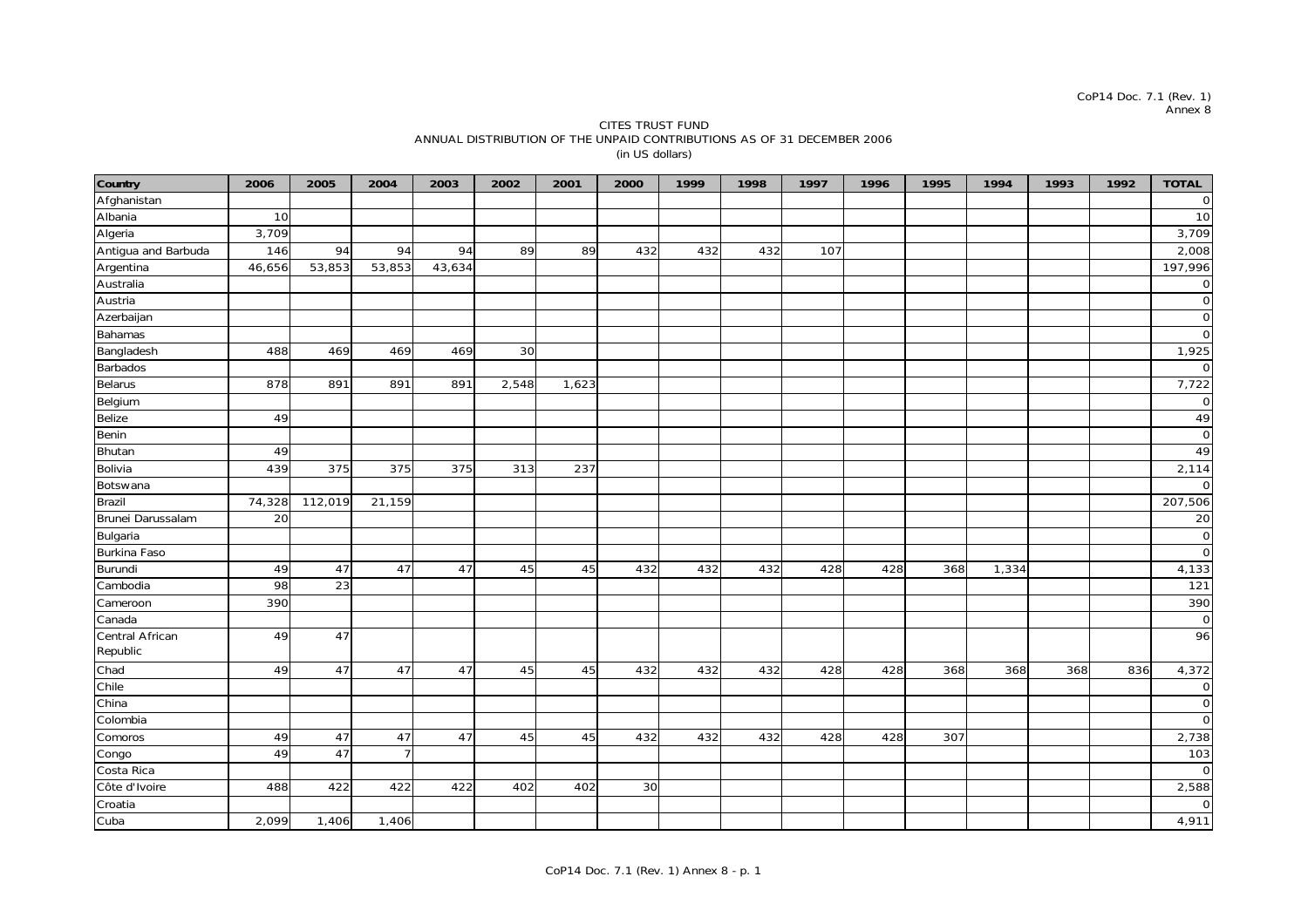CoP14 Doc. 7.1 (Rev. 1)
Annex 8

CITES TRUST FUND
ANNUAL DISTRIBUTION OF THE UNPAID CONTRIBUTIONS AS OF 31 DECEMBER 2006
(in US dollars)

| Country | 2006 | 2005 | 2004 | 2003 | 2002 | 2001 | 2000 | 1999 | 1998 | 1997 | 1996 | 1995 | 1994 | 1993 | 1992 | TOTAL |
|---|---|---|---|---|---|---|---|---|---|---|---|---|---|---|---|---|
| Afghanistan | | | | | | | | | | | | | | | | 0 |
| Albania | 10 | | | | | | | | | | | | | | | 10 |
| Algeria | 3,709 | | | | | | | | | | | | | | | 3,709 |
| Antigua and Barbuda | 146 | 94 | 94 | 94 | 89 | 89 | 432 | 432 | 432 | 107 | | | | | | 2,008 |
| Argentina | 46,656 | 53,853 | 53,853 | 43,634 | | | | | | | | | | | | 197,996 |
| Australia | | | | | | | | | | | | | | | | 0 |
| Austria | | | | | | | | | | | | | | | | 0 |
| Azerbaijan | | | | | | | | | | | | | | | | 0 |
| Bahamas | | | | | | | | | | | | | | | | 0 |
| Bangladesh | 488 | 469 | 469 | 469 | 30 | | | | | | | | | | | 1,925 |
| Barbados | | | | | | | | | | | | | | | | 0 |
| Belarus | 878 | 891 | 891 | 891 | 2,548 | 1,623 | | | | | | | | | | 7,722 |
| Belgium | | | | | | | | | | | | | | | | 0 |
| Belize | 49 | | | | | | | | | | | | | | | 49 |
| Benin | | | | | | | | | | | | | | | | 0 |
| Bhutan | 49 | | | | | | | | | | | | | | | 49 |
| Bolivia | 439 | 375 | 375 | 375 | 313 | 237 | | | | | | | | | | 2,114 |
| Botswana | | | | | | | | | | | | | | | | 0 |
| Brazil | 74,328 | 112,019 | 21,159 | | | | | | | | | | | | | 207,506 |
| Brunei Darussalam | 20 | | | | | | | | | | | | | | | 20 |
| Bulgaria | | | | | | | | | | | | | | | | 0 |
| Burkina Faso | | | | | | | | | | | | | | | | 0 |
| Burundi | 49 | 47 | 47 | 47 | 45 | 45 | 432 | 432 | 432 | 428 | 428 | 368 | 1,334 | | | 4,133 |
| Cambodia | 98 | 23 | | | | | | | | | | | | | | 121 |
| Cameroon | 390 | | | | | | | | | | | | | | | 390 |
| Canada | | | | | | | | | | | | | | | | 0 |
| Central African Republic | 49 | 47 | | | | | | | | | | | | | | 96 |
| Chad | 49 | 47 | 47 | 47 | 45 | 45 | 432 | 432 | 432 | 428 | 428 | 368 | 368 | 368 | 836 | 4,372 |
| Chile | | | | | | | | | | | | | | | | 0 |
| China | | | | | | | | | | | | | | | | 0 |
| Colombia | | | | | | | | | | | | | | | | 0 |
| Comoros | 49 | 47 | 47 | 47 | 45 | 45 | 432 | 432 | 432 | 428 | 428 | 307 | | | | 2,738 |
| Congo | 49 | 47 | 7 | | | | | | | | | | | | | 103 |
| Costa Rica | | | | | | | | | | | | | | | | 0 |
| Côte d'Ivoire | 488 | 422 | 422 | 422 | 402 | 402 | 30 | | | | | | | | | 2,588 |
| Croatia | | | | | | | | | | | | | | | | 0 |
| Cuba | 2,099 | 1,406 | 1,406 | | | | | | | | | | | | | 4,911 |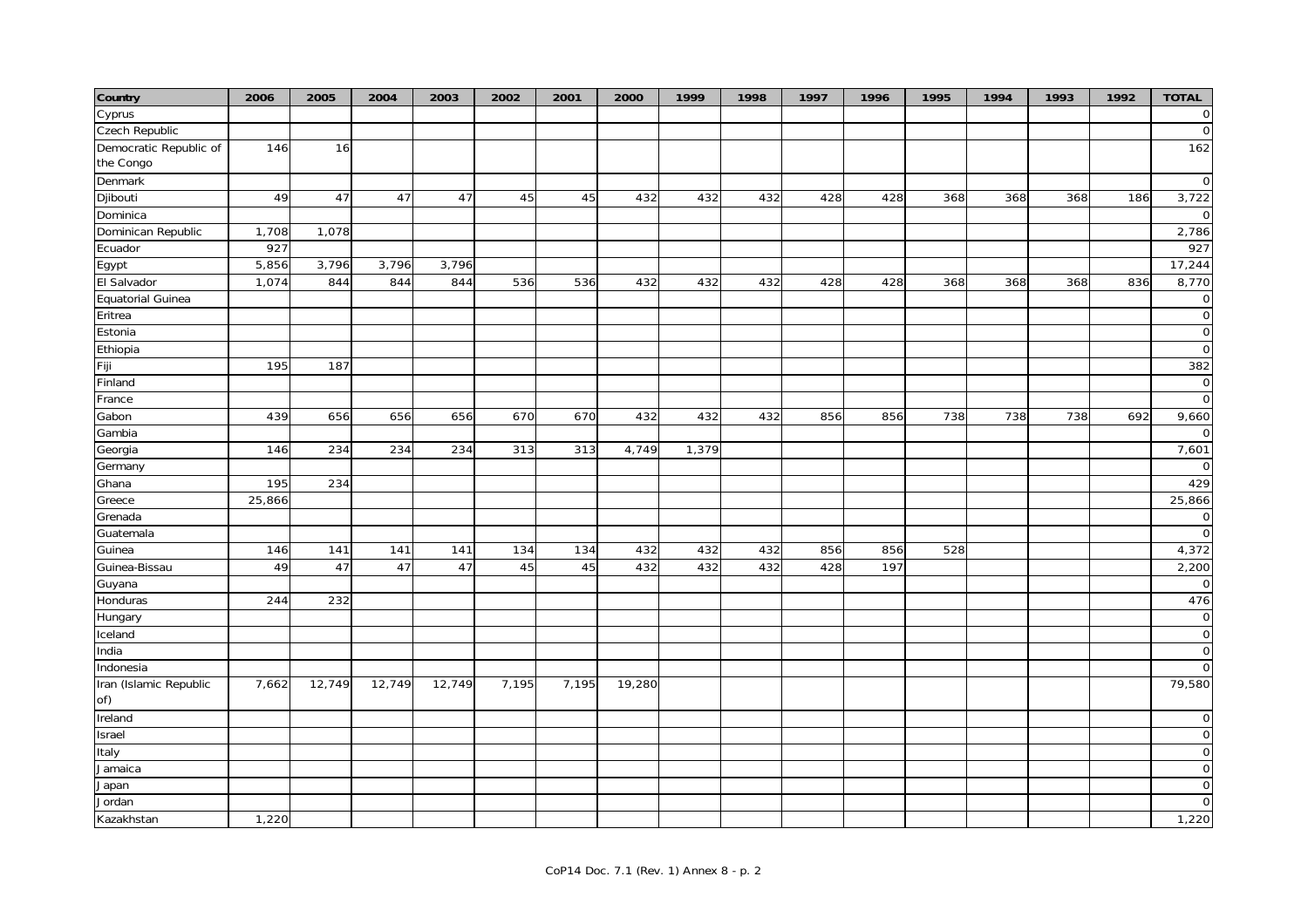| Country | 2006 | 2005 | 2004 | 2003 | 2002 | 2001 | 2000 | 1999 | 1998 | 1997 | 1996 | 1995 | 1994 | 1993 | 1992 | TOTAL |
|---|---|---|---|---|---|---|---|---|---|---|---|---|---|---|---|---|
| Cyprus | | | | | | | | | | | | | | | | 0 |
| Czech Republic | | | | | | | | | | | | | | | | 0 |
| Democratic Republic of the Congo | 146 | 16 | | | | | | | | | | | | | | 162 |
| Denmark | | | | | | | | | | | | | | | | 0 |
| Djibouti | 49 | 47 | 47 | 47 | 45 | 45 | 432 | 432 | 432 | 428 | 428 | 368 | 368 | 368 | 186 | 3,722 |
| Dominica | | | | | | | | | | | | | | | | 0 |
| Dominican Republic | 1,708 | 1,078 | | | | | | | | | | | | | | 2,786 |
| Ecuador | 927 | | | | | | | | | | | | | | | 927 |
| Egypt | 5,856 | 3,796 | 3,796 | 3,796 | | | | | | | | | | | | 17,244 |
| El Salvador | 1,074 | 844 | 844 | 844 | 536 | 536 | 432 | 432 | 432 | 428 | 428 | 368 | 368 | 368 | 836 | 8,770 |
| Equatorial Guinea | | | | | | | | | | | | | | | | 0 |
| Eritrea | | | | | | | | | | | | | | | | 0 |
| Estonia | | | | | | | | | | | | | | | | 0 |
| Ethiopia | | | | | | | | | | | | | | | | 0 |
| Fiji | 195 | 187 | | | | | | | | | | | | | | 382 |
| Finland | | | | | | | | | | | | | | | | 0 |
| France | | | | | | | | | | | | | | | | 0 |
| Gabon | 439 | 656 | 656 | 656 | 670 | 670 | 432 | 432 | 432 | 856 | 856 | 738 | 738 | 738 | 692 | 9,660 |
| Gambia | | | | | | | | | | | | | | | | 0 |
| Georgia | 146 | 234 | 234 | 234 | 313 | 313 | 4,749 | 1,379 | | | | | | | | 7,601 |
| Germany | | | | | | | | | | | | | | | | 0 |
| Ghana | 195 | 234 | | | | | | | | | | | | | | 429 |
| Greece | 25,866 | | | | | | | | | | | | | | | 25,866 |
| Grenada | | | | | | | | | | | | | | | | 0 |
| Guatemala | | | | | | | | | | | | | | | | 0 |
| Guinea | 146 | 141 | 141 | 141 | 134 | 134 | 432 | 432 | 432 | 856 | 856 | 528 | | | | 4,372 |
| Guinea-Bissau | 49 | 47 | 47 | 47 | 45 | 45 | 432 | 432 | 432 | 428 | 197 | | | | | 2,200 |
| Guyana | | | | | | | | | | | | | | | | 0 |
| Honduras | 244 | 232 | | | | | | | | | | | | | | 476 |
| Hungary | | | | | | | | | | | | | | | | 0 |
| Iceland | | | | | | | | | | | | | | | | 0 |
| India | | | | | | | | | | | | | | | | 0 |
| Indonesia | | | | | | | | | | | | | | | | 0 |
| Iran (Islamic Republic of) | 7,662 | 12,749 | 12,749 | 12,749 | 7,195 | 7,195 | 19,280 | | | | | | | | | 79,580 |
| Ireland | | | | | | | | | | | | | | | | 0 |
| Israel | | | | | | | | | | | | | | | | 0 |
| Italy | | | | | | | | | | | | | | | | 0 |
| Jamaica | | | | | | | | | | | | | | | | 0 |
| Japan | | | | | | | | | | | | | | | | 0 |
| Jordan | | | | | | | | | | | | | | | | 0 |
| Kazakhstan | 1,220 | | | | | | | | | | | | | | | 1,220 |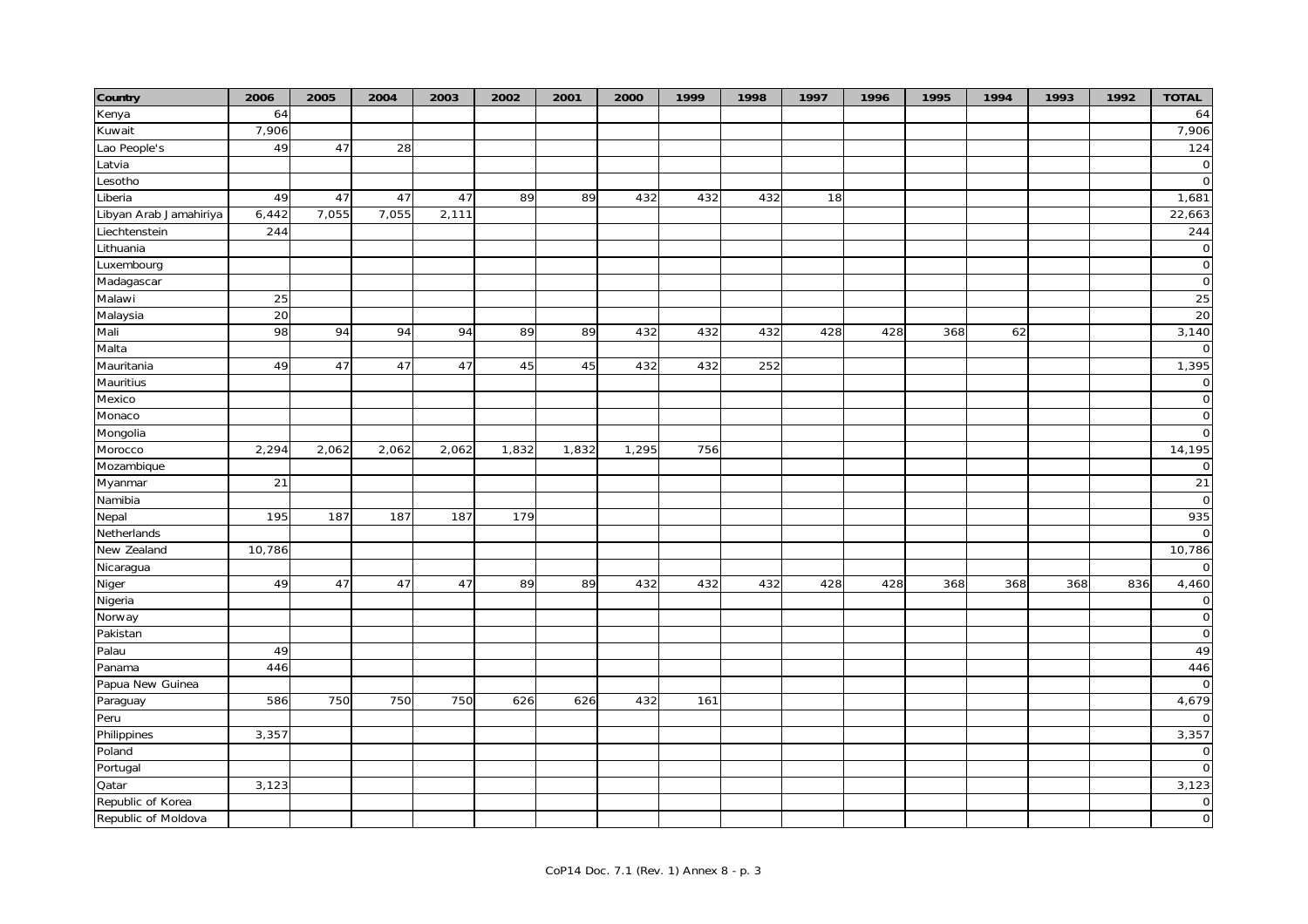| Country | 2006 | 2005 | 2004 | 2003 | 2002 | 2001 | 2000 | 1999 | 1998 | 1997 | 1996 | 1995 | 1994 | 1993 | 1992 | TOTAL |
|---|---|---|---|---|---|---|---|---|---|---|---|---|---|---|---|---|
| Kenya | 64 | | | | | | | | | | | | | | | 64 |
| Kuwait | 7,906 | | | | | | | | | | | | | | | 7,906 |
| Lao People's | 49 | 47 | 28 | | | | | | | | | | | | | 124 |
| Latvia | | | | | | | | | | | | | | | | 0 |
| Lesotho | | | | | | | | | | | | | | | | 0 |
| Liberia | 49 | 47 | 47 | 47 | 89 | 89 | 432 | 432 | 432 | 18 | | | | | | 1,681 |
| Libyan Arab Jamahiriya | 6,442 | 7,055 | 7,055 | 2,111 | | | | | | | | | | | | 22,663 |
| Liechtenstein | 244 | | | | | | | | | | | | | | | 244 |
| Lithuania | | | | | | | | | | | | | | | | 0 |
| Luxembourg | | | | | | | | | | | | | | | | 0 |
| Madagascar | | | | | | | | | | | | | | | | 0 |
| Malawi | 25 | | | | | | | | | | | | | | | 25 |
| Malaysia | 20 | | | | | | | | | | | | | | | 20 |
| Mali | 98 | 94 | 94 | 94 | 89 | 89 | 432 | 432 | 432 | 428 | 428 | 368 | 62 | | | 3,140 |
| Malta | | | | | | | | | | | | | | | | 0 |
| Mauritania | 49 | 47 | 47 | 47 | 45 | 45 | 432 | 432 | 252 | | | | | | | 1,395 |
| Mauritius | | | | | | | | | | | | | | | | 0 |
| Mexico | | | | | | | | | | | | | | | | 0 |
| Monaco | | | | | | | | | | | | | | | | 0 |
| Mongolia | | | | | | | | | | | | | | | | 0 |
| Morocco | 2,294 | 2,062 | 2,062 | 2,062 | 1,832 | 1,832 | 1,295 | 756 | | | | | | | | 14,195 |
| Mozambique | | | | | | | | | | | | | | | | 0 |
| Myanmar | 21 | | | | | | | | | | | | | | | 21 |
| Namibia | | | | | | | | | | | | | | | | 0 |
| Nepal | 195 | 187 | 187 | 187 | 179 | | | | | | | | | | | 935 |
| Netherlands | | | | | | | | | | | | | | | | 0 |
| New Zealand | 10,786 | | | | | | | | | | | | | | | 10,786 |
| Nicaragua | | | | | | | | | | | | | | | | 0 |
| Niger | 49 | 47 | 47 | 47 | 89 | 89 | 432 | 432 | 432 | 428 | 428 | 368 | 368 | 368 | 836 | 4,460 |
| Nigeria | | | | | | | | | | | | | | | | 0 |
| Norway | | | | | | | | | | | | | | | | 0 |
| Pakistan | | | | | | | | | | | | | | | | 0 |
| Palau | 49 | | | | | | | | | | | | | | | 49 |
| Panama | 446 | | | | | | | | | | | | | | | 446 |
| Papua New Guinea | | | | | | | | | | | | | | | | 0 |
| Paraguay | 586 | 750 | 750 | 750 | 626 | 626 | 432 | 161 | | | | | | | | 4,679 |
| Peru | | | | | | | | | | | | | | | | 0 |
| Philippines | 3,357 | | | | | | | | | | | | | | | 3,357 |
| Poland | | | | | | | | | | | | | | | | 0 |
| Portugal | | | | | | | | | | | | | | | | 0 |
| Qatar | 3,123 | | | | | | | | | | | | | | | 3,123 |
| Republic of Korea | | | | | | | | | | | | | | | | 0 |
| Republic of Moldova | | | | | | | | | | | | | | | | 0 |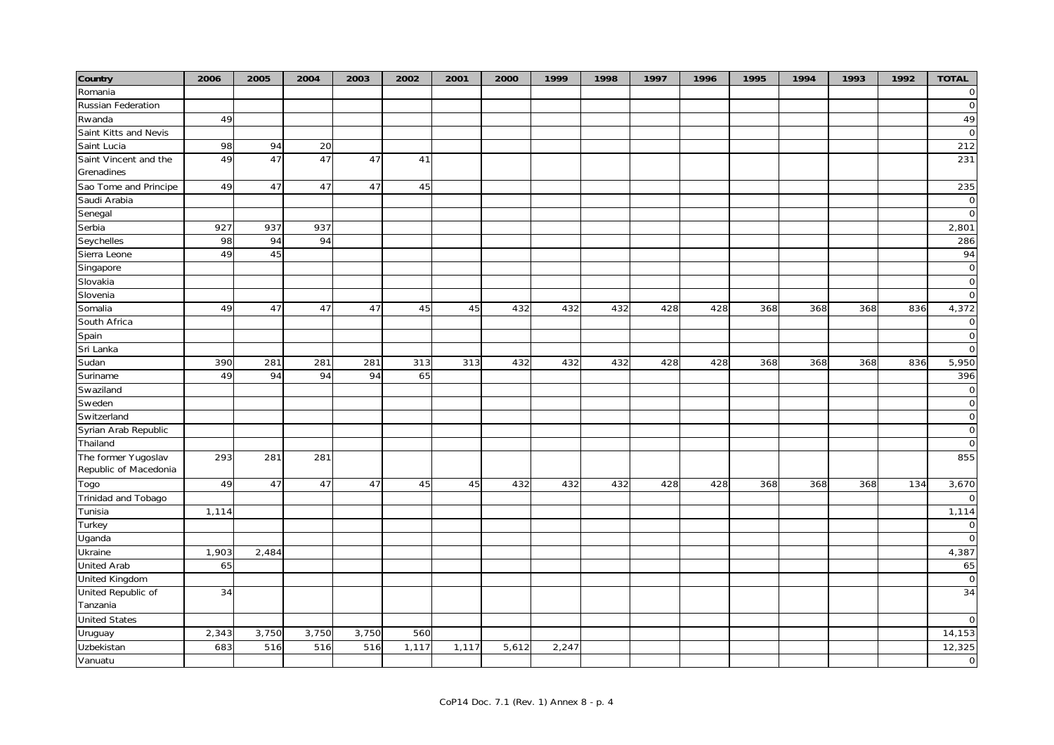| Country | 2006 | 2005 | 2004 | 2003 | 2002 | 2001 | 2000 | 1999 | 1998 | 1997 | 1996 | 1995 | 1994 | 1993 | 1992 | TOTAL |
|---|---|---|---|---|---|---|---|---|---|---|---|---|---|---|---|---|
| Romania | | | | | | | | | | | | | | | | 0 |
| Russian Federation | | | | | | | | | | | | | | | | 0 |
| Rwanda | 49 | | | | | | | | | | | | | | | 49 |
| Saint Kitts and Nevis | | | | | | | | | | | | | | | | 0 |
| Saint Lucia | 98 | 94 | 20 | | | | | | | | | | | | | 212 |
| Saint Vincent and the Grenadines | 49 | 47 | 47 | 47 | 41 | | | | | | | | | | | 231 |
| Sao Tome and Principe | 49 | 47 | 47 | 47 | 45 | | | | | | | | | | | 235 |
| Saudi Arabia | | | | | | | | | | | | | | | | 0 |
| Senegal | | | | | | | | | | | | | | | | 0 |
| Serbia | 927 | 937 | 937 | | | | | | | | | | | | | 2,801 |
| Seychelles | 98 | 94 | 94 | | | | | | | | | | | | | 286 |
| Sierra Leone | 49 | 45 | | | | | | | | | | | | | | 94 |
| Singapore | | | | | | | | | | | | | | | | 0 |
| Slovakia | | | | | | | | | | | | | | | | 0 |
| Slovenia | | | | | | | | | | | | | | | | 0 |
| Somalia | 49 | 47 | 47 | 47 | 45 | 45 | 432 | 432 | 432 | 428 | 428 | 368 | 368 | 368 | 836 | 4,372 |
| South Africa | | | | | | | | | | | | | | | | 0 |
| Spain | | | | | | | | | | | | | | | | 0 |
| Sri Lanka | | | | | | | | | | | | | | | | 0 |
| Sudan | 390 | 281 | 281 | 281 | 313 | 313 | 432 | 432 | 432 | 428 | 428 | 368 | 368 | 368 | 836 | 5,950 |
| Suriname | 49 | 94 | 94 | 94 | 65 | | | | | | | | | | | 396 |
| Swaziland | | | | | | | | | | | | | | | | 0 |
| Sweden | | | | | | | | | | | | | | | | 0 |
| Switzerland | | | | | | | | | | | | | | | | 0 |
| Syrian Arab Republic | | | | | | | | | | | | | | | | 0 |
| Thailand | | | | | | | | | | | | | | | | 0 |
| The former Yugoslav Republic of Macedonia | 293 | 281 | 281 | | | | | | | | | | | | | 855 |
| Togo | 49 | 47 | 47 | 47 | 45 | 45 | 432 | 432 | 432 | 428 | 428 | 368 | 368 | 368 | 134 | 3,670 |
| Trinidad and Tobago | | | | | | | | | | | | | | | | 0 |
| Tunisia | 1,114 | | | | | | | | | | | | | | | 1,114 |
| Turkey | | | | | | | | | | | | | | | | 0 |
| Uganda | | | | | | | | | | | | | | | | 0 |
| Ukraine | 1,903 | 2,484 | | | | | | | | | | | | | | 4,387 |
| United Arab | 65 | | | | | | | | | | | | | | | 65 |
| United Kingdom | | | | | | | | | | | | | | | | 0 |
| United Republic of Tanzania | 34 | | | | | | | | | | | | | | | 34 |
| United States | | | | | | | | | | | | | | | | 0 |
| Uruguay | 2,343 | 3,750 | 3,750 | 3,750 | 560 | | | | | | | | | | | 14,153 |
| Uzbekistan | 683 | 516 | 516 | 516 | 1,117 | 1,117 | 5,612 | 2,247 | | | | | | | | 12,325 |
| Vanuatu | | | | | | | | | | | | | | | | 0 |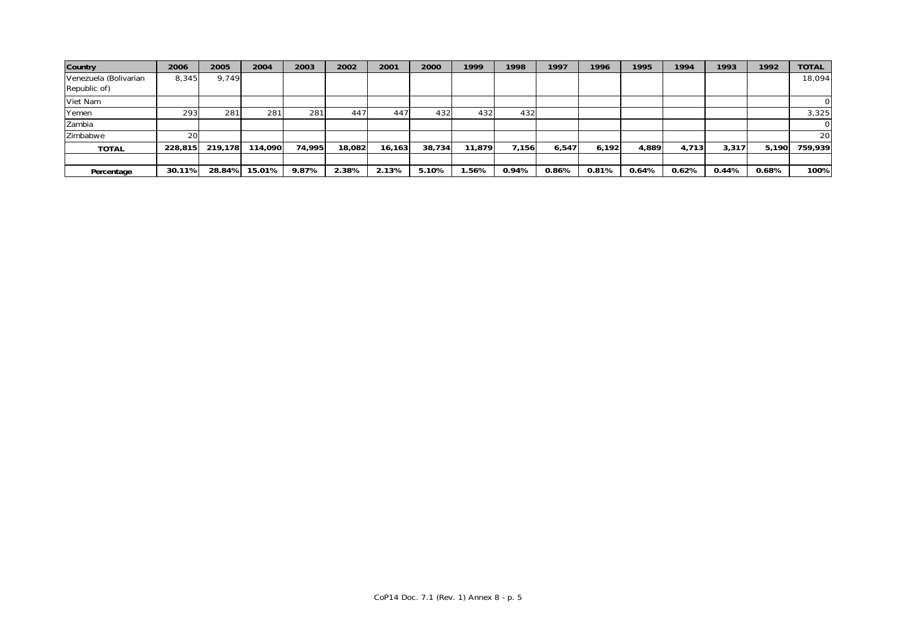| Country | 2006 | 2005 | 2004 | 2003 | 2002 | 2001 | 2000 | 1999 | 1998 | 1997 | 1996 | 1995 | 1994 | 1993 | 1992 | TOTAL |
|---|---|---|---|---|---|---|---|---|---|---|---|---|---|---|---|---|
| Venezuela (Bolivarian Republic of) | 8,345 | 9,749 | | | | | | | | | | | | | | 18,094 |
| Viet Nam | | | | | | | | | | | | | | | | 0 |
| Yemen | 293 | 281 | 281 | 281 | 447 | 447 | 432 | 432 | 432 | | | | | | | 3,325 |
| Zambia | | | | | | | | | | | | | | | | 0 |
| Zimbabwe | 20 | | | | | | | | | | | | | | | 20 |
| **TOTAL** | **228,815** | **219,178** | **114,090** | **74,995** | **18,082** | **16,163** | **38,734** | **11,879** | **7,156** | **6,547** | **6,192** | **4,889** | **4,713** | **3,317** | **5,190** | **759,939** |
| | | | | | | | | | | | | | | | | |
| **Percentage** | **30.11%** | **28.84%** | **15.01%** | **9.87%** | **2.38%** | **2.13%** | **5.10%** | **1.56%** | **0.94%** | **0.86%** | **0.81%** | **0.64%** | **0.62%** | **0.44%** | **0.68%** | **100%** |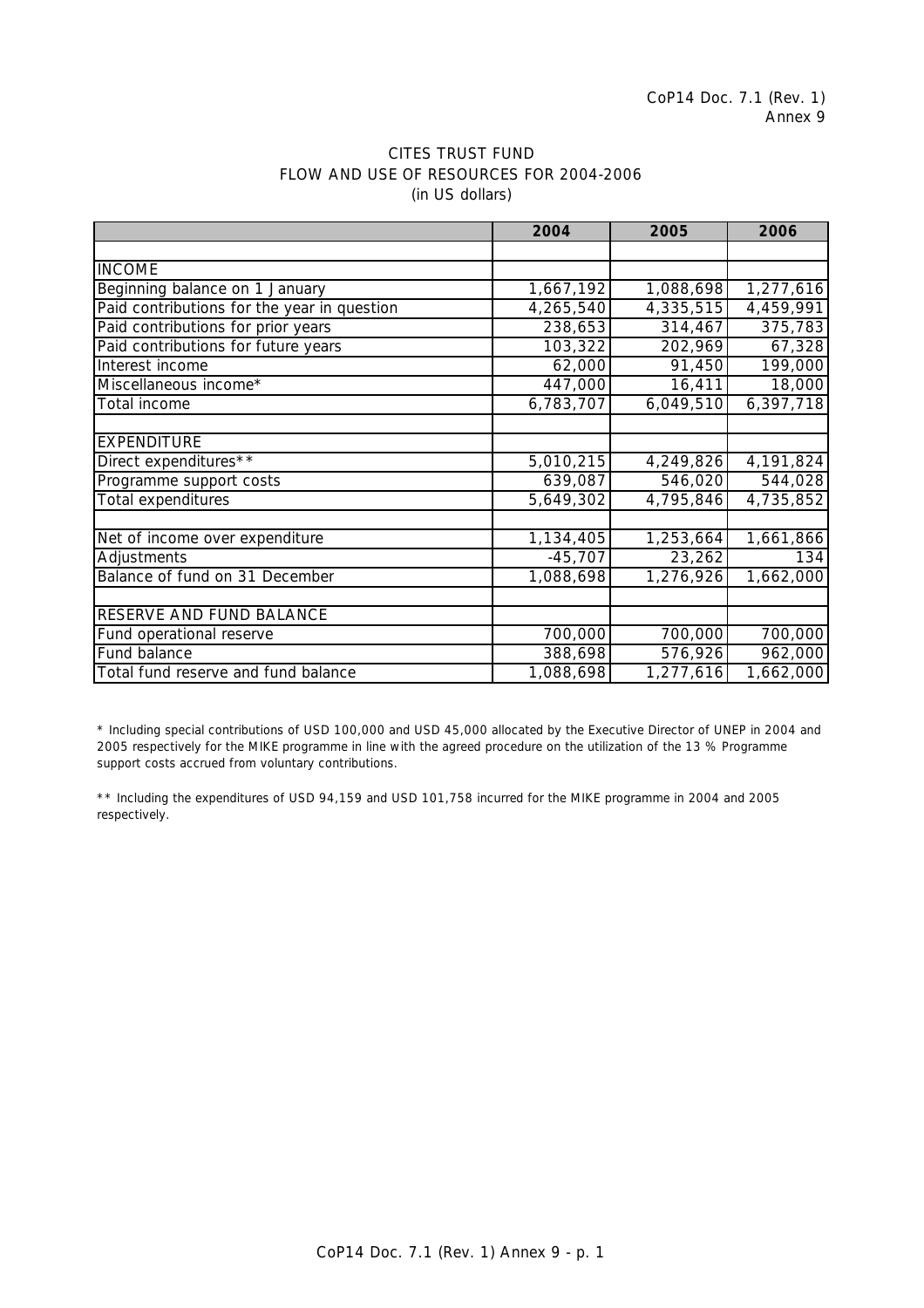CoP14 Doc. 7.1 (Rev. 1)
Annex 9

# CITES TRUST FUND
## FLOW AND USE OF RESOURCES FOR 2004-2006
(in US dollars)

| | 2004 | 2005 | 2006 |
|---|---|---|---|
| | | | |
| INCOME | | | |
| Beginning balance on 1 January | 1,667,192 | 1,088,698 | 1,277,616 |
| Paid contributions for the year in question | 4,265,540 | 4,335,515 | 4,459,991 |
| Paid contributions for prior years | 238,653 | 314,467 | 375,783 |
| Paid contributions for future years | 103,322 | 202,969 | 67,328 |
| Interest income | 62,000 | 91,450 | 199,000 |
| Miscellaneous income* | 447,000 | 16,411 | 18,000 |
| Total income | 6,783,707 | 6,049,510 | 6,397,718 |
| | | | |
| EXPENDITURE | | | |
| Direct expenditures** | 5,010,215 | 4,249,826 | 4,191,824 |
| Programme support costs | 639,087 | 546,020 | 544,028 |
| Total expenditures | 5,649,302 | 4,795,846 | 4,735,852 |
| | | | |
| Net of income over expenditure | 1,134,405 | 1,253,664 | 1,661,866 |
| Adjustments | -45,707 | 23,262 | 134 |
| Balance of fund on 31 December | 1,088,698 | 1,276,926 | 1,662,000 |
| | | | |
| RESERVE AND FUND BALANCE | | | |
| Fund operational reserve | 700,000 | 700,000 | 700,000 |
| Fund balance | 388,698 | 576,926 | 962,000 |
| Total fund reserve and fund balance | 1,088,698 | 1,277,616 | 1,662,000 |

* Including special contributions of USD 100,000 and USD 45,000 allocated by the Executive Director of UNEP in 2004 and 2005 respectively for the MIKE programme in line with the agreed procedure on the utilization of the 13 % Programme support costs accrued from voluntary contributions.

** Including the expenditures of USD 94,159 and USD 101,758 incurred for the MIKE programme in 2004 and 2005 respectively.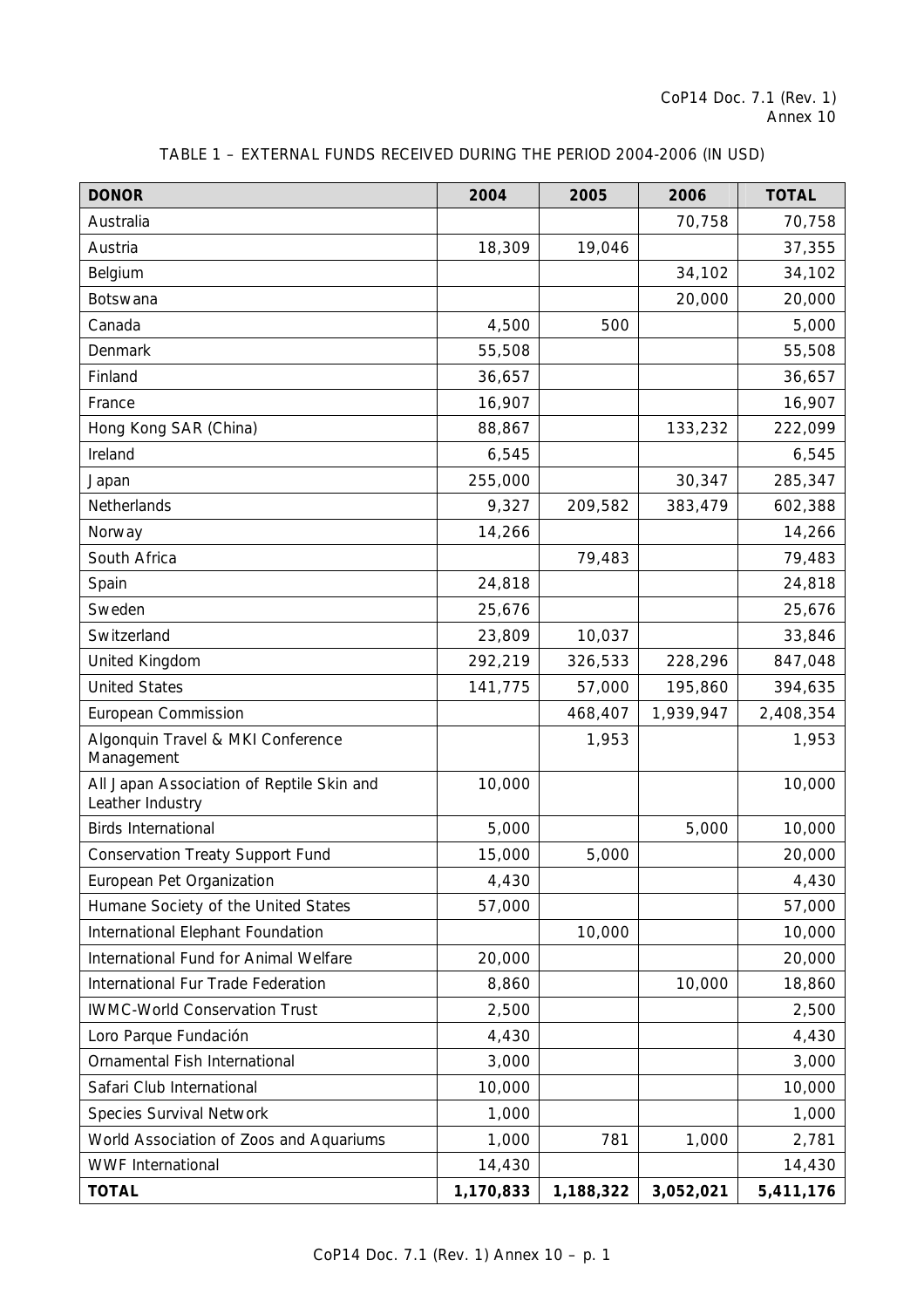CoP14 Doc. 7.1 (Rev. 1)
Annex 10

TABLE 1 – EXTERNAL FUNDS RECEIVED DURING THE PERIOD 2004-2006 (IN USD)

| DONOR | 2004 | 2005 | 2006 | TOTAL |
|---|---|---|---|---|
| Australia | | | 70,758 | 70,758 |
| Austria | 18,309 | 19,046 | | 37,355 |
| Belgium | | | 34,102 | 34,102 |
| Botswana | | | 20,000 | 20,000 |
| Canada | 4,500 | 500 | | 5,000 |
| Denmark | 55,508 | | | 55,508 |
| Finland | 36,657 | | | 36,657 |
| France | 16,907 | | | 16,907 |
| Hong Kong SAR (China) | 88,867 | | 133,232 | 222,099 |
| Ireland | 6,545 | | | 6,545 |
| Japan | 255,000 | | 30,347 | 285,347 |
| Netherlands | 9,327 | 209,582 | 383,479 | 602,388 |
| Norway | 14,266 | | | 14,266 |
| South Africa | | 79,483 | | 79,483 |
| Spain | 24,818 | | | 24,818 |
| Sweden | 25,676 | | | 25,676 |
| Switzerland | 23,809 | 10,037 | | 33,846 |
| United Kingdom | 292,219 | 326,533 | 228,296 | 847,048 |
| United States | 141,775 | 57,000 | 195,860 | 394,635 |
| European Commission | | 468,407 | 1,939,947 | 2,408,354 |
| Algonquin Travel & MKI Conference Management | | 1,953 | | 1,953 |
| All Japan Association of Reptile Skin and Leather Industry | 10,000 | | | 10,000 |
| Birds International | 5,000 | | 5,000 | 10,000 |
| Conservation Treaty Support Fund | 15,000 | 5,000 | | 20,000 |
| European Pet Organization | 4,430 | | | 4,430 |
| Humane Society of the United States | 57,000 | | | 57,000 |
| International Elephant Foundation | | 10,000 | | 10,000 |
| International Fund for Animal Welfare | 20,000 | | | 20,000 |
| International Fur Trade Federation | 8,860 | | 10,000 | 18,860 |
| IWMC-World Conservation Trust | 2,500 | | | 2,500 |
| Loro Parque Fundación | 4,430 | | | 4,430 |
| Ornamental Fish International | 3,000 | | | 3,000 |
| Safari Club International | 10,000 | | | 10,000 |
| Species Survival Network | 1,000 | | | 1,000 |
| World Association of Zoos and Aquariums | 1,000 | 781 | 1,000 | 2,781 |
| WWF International | 14,430 | | | 14,430 |
| **TOTAL** | **1,170,833** | **1,188,322** | **3,052,021** | **5,411,176** |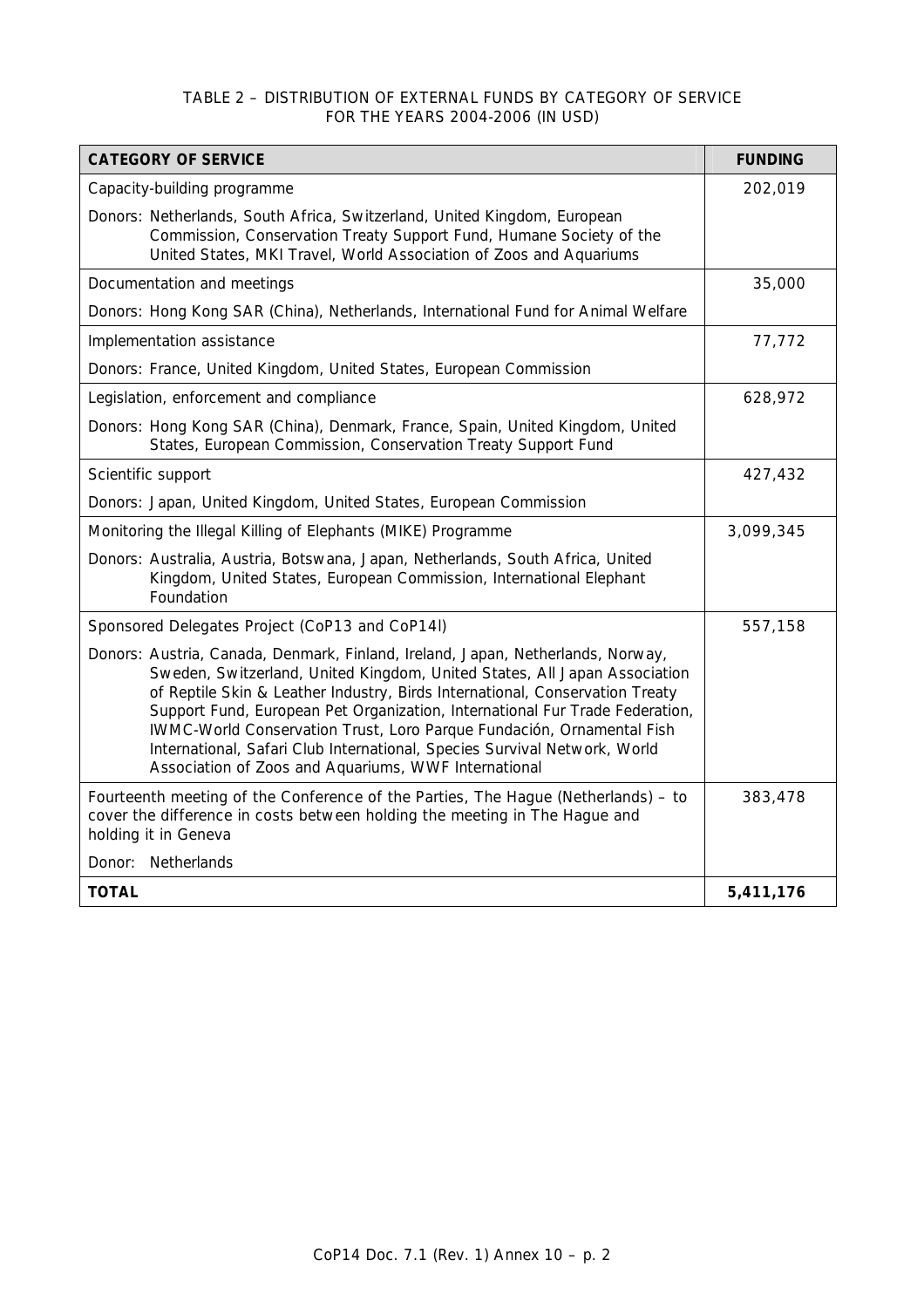TABLE 2 – DISTRIBUTION OF EXTERNAL FUNDS BY CATEGORY OF SERVICE
FOR THE YEARS 2004-2006 (IN USD)

| CATEGORY OF SERVICE | FUNDING |
|---|---|
| Capacity-building programme | 202,019 |
| Donors: Netherlands, South Africa, Switzerland, United Kingdom, European Commission, Conservation Treaty Support Fund, Humane Society of the United States, MKI Travel, World Association of Zoos and Aquariums | |
| Documentation and meetings | 35,000 |
| Donors: Hong Kong SAR (China), Netherlands, International Fund for Animal Welfare | |
| Implementation assistance | 77,772 |
| Donors: France, United Kingdom, United States, European Commission | |
| Legislation, enforcement and compliance | 628,972 |
| Donors: Hong Kong SAR (China), Denmark, France, Spain, United Kingdom, United States, European Commission, Conservation Treaty Support Fund | |
| Scientific support | 427,432 |
| Donors: Japan, United Kingdom, United States, European Commission | |
| Monitoring the Illegal Killing of Elephants (MIKE) Programme | 3,099,345 |
| Donors: Australia, Austria, Botswana, Japan, Netherlands, South Africa, United Kingdom, United States, European Commission, International Elephant Foundation | |
| Sponsored Delegates Project (CoP13 and CoP14l) | 557,158 |
| Donors: Austria, Canada, Denmark, Finland, Ireland, Japan, Netherlands, Norway, Sweden, Switzerland, United Kingdom, United States, All Japan Association of Reptile Skin & Leather Industry, Birds International, Conservation Treaty Support Fund, European Pet Organization, International Fur Trade Federation, IWMC-World Conservation Trust, Loro Parque Fundación, Ornamental Fish International, Safari Club International, Species Survival Network, World Association of Zoos and Aquariums, WWF International | |
| Fourteenth meeting of the Conference of the Parties, The Hague (Netherlands) – to cover the difference in costs between holding the meeting in The Hague and holding it in Geneva | 383,478 |
| Donor: Netherlands | |
| **TOTAL** | **5,411,176** |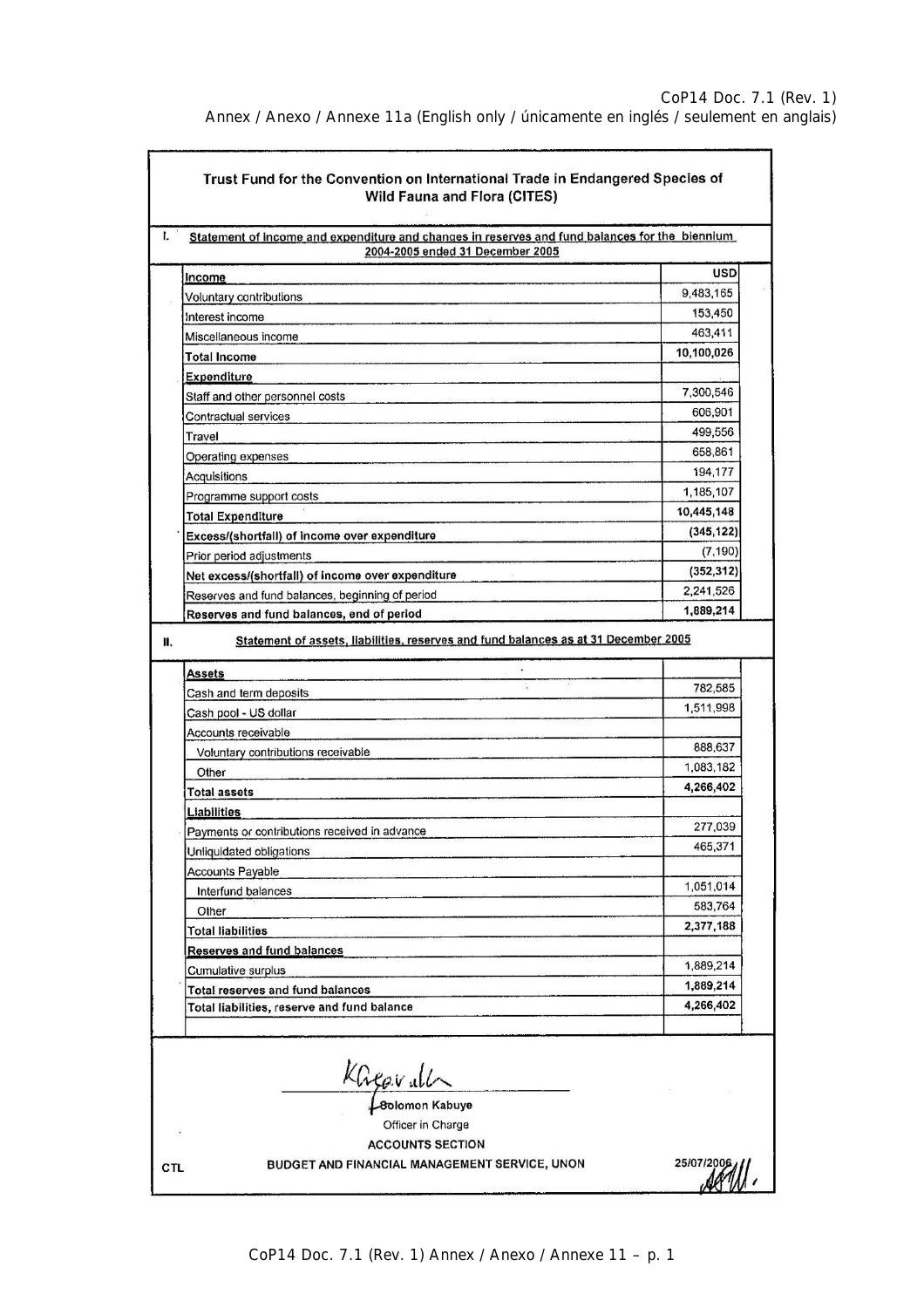CoP14 Doc. 7.1 (Rev. 1)
Annex / Anexo / Annexe 11a (English only / únicamente en inglés / seulement en anglais)

## Trust Fund for the Convention on International Trade in Endangered Species of Wild Fauna and Flora (CITES)

### I. Statement of income and expenditure and changes in reserves and fund balances for the biennium 2004-2005 ended 31 December 2005

| | USD |
|---|---|
| **Income** | |
| Voluntary contributions | 9,483,165 |
| Interest income | 153,450 |
| Miscellaneous income | 463,411 |
| **Total Income** | **10,100,026** |
| **Expenditure** | |
| Staff and other personnel costs | 7,300,546 |
| Contractual services | 606,901 |
| Travel | 499,556 |
| Operating expenses | 658,861 |
| Acquisitions | 194,177 |
| Programme support costs | 1,185,107 |
| **Total Expenditure** | **10,445,148** |
| **Excess/(shortfall) of income over expenditure** | **(345,122)** |
| Prior period adjustments | (7,190) |
| **Net excess/(shortfall) of income over expenditure** | **(352,312)** |
| Reserves and fund balances, beginning of period | 2,241,526 |
| **Reserves and fund balances, end of period** | **1,889,214** |

### II. Statement of assets, liabilities, reserves and fund balances as at 31 December 2005

| | |
|---|---|
| **Assets** | |
| Cash and term deposits | 782,585 |
| Cash pool - US dollar | 1,511,998 |
| Accounts receivable | |
| Voluntary contributions receivable | 888,637 |
| Other | 1,083,182 |
| **Total assets** | **4,266,402** |
| **Liabilities** | |
| Payments or contributions received in advance | 277,039 |
| Unliquidated obligations | 465,371 |
| Accounts Payable | |
| Interfund balances | 1,051,014 |
| Other | 583,764 |
| **Total liabilities** | **2,377,188** |
| **Reserves and fund balances** | |
| Cumulative surplus | 1,889,214 |
| **Total reserves and fund balances** | **1,889,214** |
| **Total liabilities, reserve and fund balance** | **4,266,402** |

Solomon Kabuye
Officer in Charge
ACCOUNTS SECTION
BUDGET AND FINANCIAL MANAGEMENT SERVICE, UNON

CTL

25/07/2006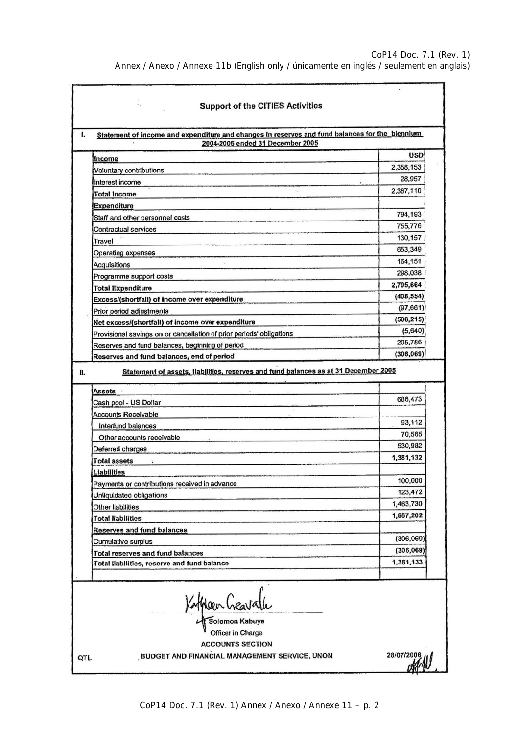CoP14 Doc. 7.1 (Rev. 1)
Annex / Anexo / Annexe 11b (English only / únicamente en inglés / seulement en anglais)

## Support of the CITIES Activities

**I. Statement of income and expenditure and changes in reserves and fund balances for the biennium 2004-2005 ended 31 December 2005**

| | USD |
|---|---|
| **Income** | |
| Voluntary contributions | 2,358,153 |
| Interest income | 28,957 |
| **Total Income** | 2,387,110 |
| **Expenditure** | |
| Staff and other personnel costs | 794,193 |
| Contractual services | 755,776 |
| Travel | 130,157 |
| Operating expenses | 653,349 |
| Acquisitions | 164,151 |
| Programme support costs | 298,038 |
| **Total Expenditure** | **2,795,664** |
| **Excess/(shortfall) of income over expenditure** | **(408,554)** |
| Prior period adjustments | (97,661) |
| **Net excess/(shortfall) of income over expenditure** | **(506,215)** |
| Provisional savings on or cancellation of prior periods' obligations | (5,640) |
| Reserves and fund balances, beginning of period | 205,786 |
| **Reserves and fund balances, end of period** | **(306,069)** |

**II. Statement of assets, liabilities, reserves and fund balances as at 31 December 2005**

| | |
|---|---|
| **Assets** | |
| Cash pool - US Dollar | 686,473 |
| Accounts Receivable | |
| Interfund balances | 93,112 |
| Other accounts receivable | 70,565 |
| Deferred charges | 530,982 |
| **Total assets** | **1,381,132** |
| **Liabilities** | |
| Payments or contributions received in advance | 100,000 |
| Unliquidated obligations | 123,472 |
| Other liabilities | 1,463,730 |
| **Total liabilities** | **1,687,202** |
| **Reserves and fund balances** | |
| Cumulative surplus | (306,069) |
| **Total reserves and fund balances** | **(306,069)** |
| **Total liabilities, reserve and fund balance** | **1,381,133** |

Kathleen Creavalle
for Solomon Kabuye
Officer in Charge
ACCOUNTS SECTION
BUDGET AND FINANCIAL MANAGEMENT SERVICE, UNON

QTL

28/07/2006